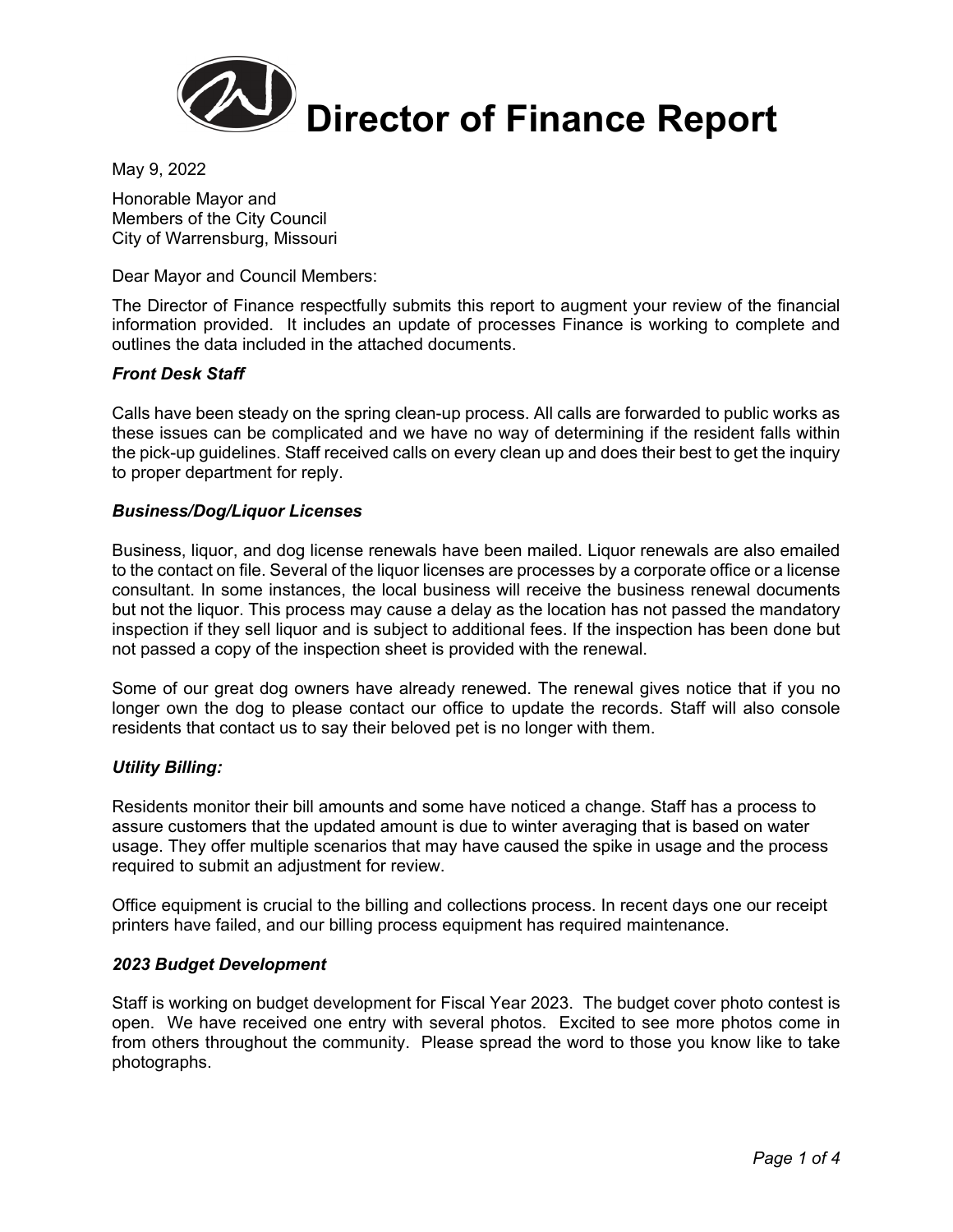# Director of Finance Report

May 9, 2022

Honorable Mayor and
Members of the City Council
City of Warrensburg, Missouri

Dear Mayor and Council Members:

The Director of Finance respectfully submits this report to augment your review of the financial information provided. It includes an update of processes Finance is working to complete and outlines the data included in the attached documents.

***Front Desk Staff***

Calls have been steady on the spring clean-up process. All calls are forwarded to public works as these issues can be complicated and we have no way of determining if the resident falls within the pick-up guidelines. Staff received calls on every clean up and does their best to get the inquiry to proper department for reply.

***Business/Dog/Liquor Licenses***

Business, liquor, and dog license renewals have been mailed. Liquor renewals are also emailed to the contact on file. Several of the liquor licenses are processes by a corporate office or a license consultant. In some instances, the local business will receive the business renewal documents but not the liquor. This process may cause a delay as the location has not passed the mandatory inspection if they sell liquor and is subject to additional fees. If the inspection has been done but not passed a copy of the inspection sheet is provided with the renewal.

Some of our great dog owners have already renewed. The renewal gives notice that if you no longer own the dog to please contact our office to update the records. Staff will also console residents that contact us to say their beloved pet is no longer with them.

***Utility Billing:***

Residents monitor their bill amounts and some have noticed a change. Staff has a process to assure customers that the updated amount is due to winter averaging that is based on water usage. They offer multiple scenarios that may have caused the spike in usage and the process required to submit an adjustment for review.

Office equipment is crucial to the billing and collections process. In recent days one our receipt printers have failed, and our billing process equipment has required maintenance.

***2023 Budget Development***

Staff is working on budget development for Fiscal Year 2023. The budget cover photo contest is open. We have received one entry with several photos. Excited to see more photos come in from others throughout the community. Please spread the word to those you know like to take photographs.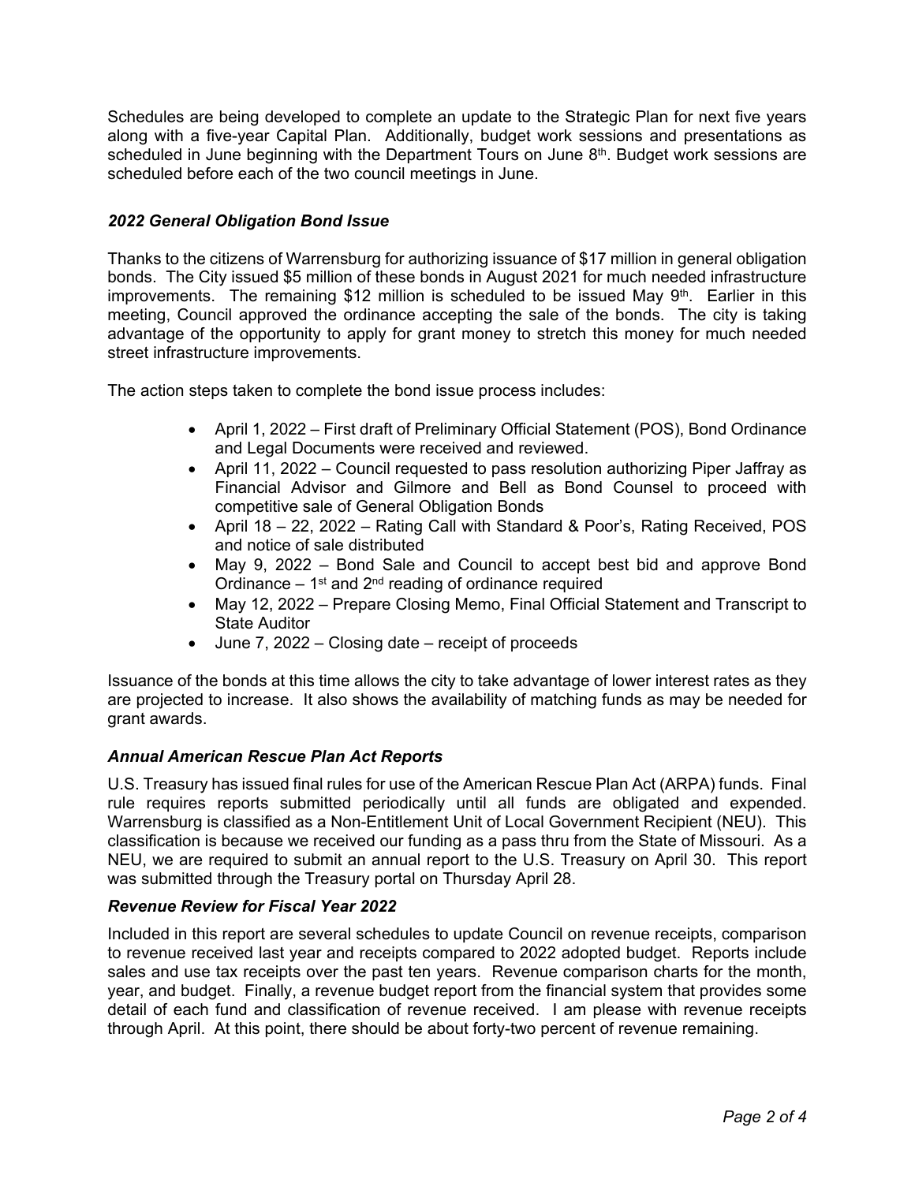Schedules are being developed to complete an update to the Strategic Plan for next five years along with a five-year Capital Plan. Additionally, budget work sessions and presentations as scheduled in June beginning with the Department Tours on June 8th. Budget work sessions are scheduled before each of the two council meetings in June.

### *2022 General Obligation Bond Issue*

Thanks to the citizens of Warrensburg for authorizing issuance of $17 million in general obligation bonds. The City issued $5 million of these bonds in August 2021 for much needed infrastructure improvements. The remaining $12 million is scheduled to be issued May 9th. Earlier in this meeting, Council approved the ordinance accepting the sale of the bonds. The city is taking advantage of the opportunity to apply for grant money to stretch this money for much needed street infrastructure improvements.

The action steps taken to complete the bond issue process includes:

- April 1, 2022 – First draft of Preliminary Official Statement (POS), Bond Ordinance and Legal Documents were received and reviewed.
- April 11, 2022 – Council requested to pass resolution authorizing Piper Jaffray as Financial Advisor and Gilmore and Bell as Bond Counsel to proceed with competitive sale of General Obligation Bonds
- April 18 – 22, 2022 – Rating Call with Standard & Poor's, Rating Received, POS and notice of sale distributed
- May 9, 2022 – Bond Sale and Council to accept best bid and approve Bond Ordinance – 1st and 2nd reading of ordinance required
- May 12, 2022 – Prepare Closing Memo, Final Official Statement and Transcript to State Auditor
- June 7, 2022 – Closing date – receipt of proceeds

Issuance of the bonds at this time allows the city to take advantage of lower interest rates as they are projected to increase. It also shows the availability of matching funds as may be needed for grant awards.

### *Annual American Rescue Plan Act Reports*

U.S. Treasury has issued final rules for use of the American Rescue Plan Act (ARPA) funds. Final rule requires reports submitted periodically until all funds are obligated and expended. Warrensburg is classified as a Non-Entitlement Unit of Local Government Recipient (NEU). This classification is because we received our funding as a pass thru from the State of Missouri. As a NEU, we are required to submit an annual report to the U.S. Treasury on April 30. This report was submitted through the Treasury portal on Thursday April 28.

### *Revenue Review for Fiscal Year 2022*

Included in this report are several schedules to update Council on revenue receipts, comparison to revenue received last year and receipts compared to 2022 adopted budget. Reports include sales and use tax receipts over the past ten years. Revenue comparison charts for the month, year, and budget. Finally, a revenue budget report from the financial system that provides some detail of each fund and classification of revenue received. I am please with revenue receipts through April. At this point, there should be about forty-two percent of revenue remaining.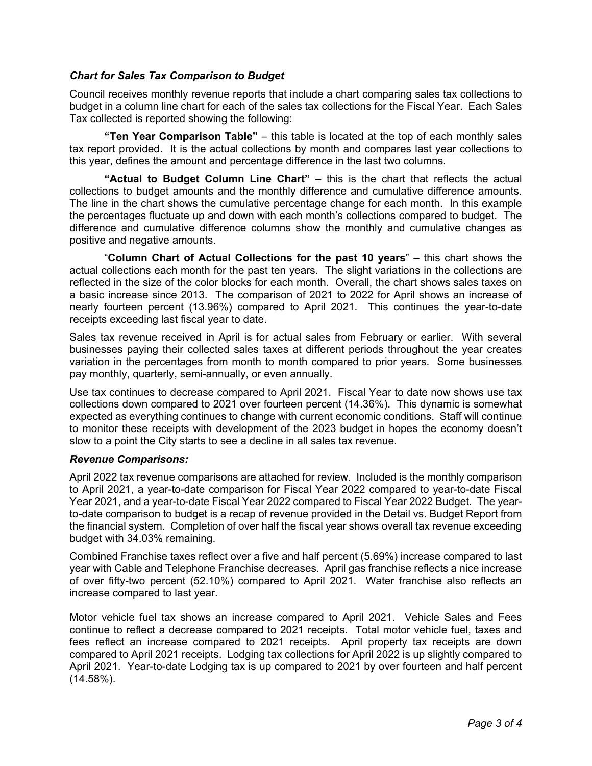### *Chart for Sales Tax Comparison to Budget*

Council receives monthly revenue reports that include a chart comparing sales tax collections to budget in a column line chart for each of the sales tax collections for the Fiscal Year. Each Sales Tax collected is reported showing the following:

**"Ten Year Comparison Table"** – this table is located at the top of each monthly sales tax report provided. It is the actual collections by month and compares last year collections to this year, defines the amount and percentage difference in the last two columns.

**"Actual to Budget Column Line Chart"** – this is the chart that reflects the actual collections to budget amounts and the monthly difference and cumulative difference amounts. The line in the chart shows the cumulative percentage change for each month. In this example the percentages fluctuate up and down with each month's collections compared to budget. The difference and cumulative difference columns show the monthly and cumulative changes as positive and negative amounts.

"**Column Chart of Actual Collections for the past 10 years**" – this chart shows the actual collections each month for the past ten years. The slight variations in the collections are reflected in the size of the color blocks for each month. Overall, the chart shows sales taxes on a basic increase since 2013. The comparison of 2021 to 2022 for April shows an increase of nearly fourteen percent (13.96%) compared to April 2021. This continues the year-to-date receipts exceeding last fiscal year to date.

Sales tax revenue received in April is for actual sales from February or earlier. With several businesses paying their collected sales taxes at different periods throughout the year creates variation in the percentages from month to month compared to prior years. Some businesses pay monthly, quarterly, semi-annually, or even annually.

Use tax continues to decrease compared to April 2021. Fiscal Year to date now shows use tax collections down compared to 2021 over fourteen percent (14.36%). This dynamic is somewhat expected as everything continues to change with current economic conditions. Staff will continue to monitor these receipts with development of the 2023 budget in hopes the economy doesn't slow to a point the City starts to see a decline in all sales tax revenue.

### *Revenue Comparisons:*

April 2022 tax revenue comparisons are attached for review. Included is the monthly comparison to April 2021, a year-to-date comparison for Fiscal Year 2022 compared to year-to-date Fiscal Year 2021, and a year-to-date Fiscal Year 2022 compared to Fiscal Year 2022 Budget. The year-to-date comparison to budget is a recap of revenue provided in the Detail vs. Budget Report from the financial system. Completion of over half the fiscal year shows overall tax revenue exceeding budget with 34.03% remaining.

Combined Franchise taxes reflect over a five and half percent (5.69%) increase compared to last year with Cable and Telephone Franchise decreases. April gas franchise reflects a nice increase of over fifty-two percent (52.10%) compared to April 2021. Water franchise also reflects an increase compared to last year.

Motor vehicle fuel tax shows an increase compared to April 2021. Vehicle Sales and Fees continue to reflect a decrease compared to 2021 receipts. Total motor vehicle fuel, taxes and fees reflect an increase compared to 2021 receipts. April property tax receipts are down compared to April 2021 receipts. Lodging tax collections for April 2022 is up slightly compared to April 2021. Year-to-date Lodging tax is up compared to 2021 by over fourteen and half percent (14.58%).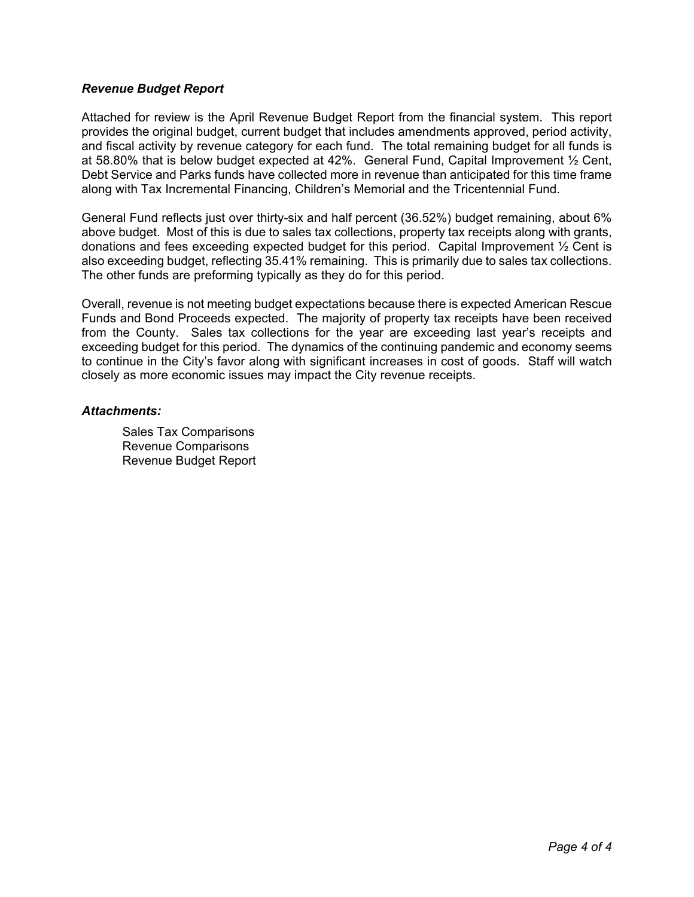### *Revenue Budget Report*

Attached for review is the April Revenue Budget Report from the financial system. This report provides the original budget, current budget that includes amendments approved, period activity, and fiscal activity by revenue category for each fund. The total remaining budget for all funds is at 58.80% that is below budget expected at 42%. General Fund, Capital Improvement ½ Cent, Debt Service and Parks funds have collected more in revenue than anticipated for this time frame along with Tax Incremental Financing, Children's Memorial and the Tricentennial Fund.

General Fund reflects just over thirty-six and half percent (36.52%) budget remaining, about 6% above budget. Most of this is due to sales tax collections, property tax receipts along with grants, donations and fees exceeding expected budget for this period. Capital Improvement ½ Cent is also exceeding budget, reflecting 35.41% remaining. This is primarily due to sales tax collections. The other funds are preforming typically as they do for this period.

Overall, revenue is not meeting budget expectations because there is expected American Rescue Funds and Bond Proceeds expected. The majority of property tax receipts have been received from the County. Sales tax collections for the year are exceeding last year's receipts and exceeding budget for this period. The dynamics of the continuing pandemic and economy seems to continue in the City's favor along with significant increases in cost of goods. Staff will watch closely as more economic issues may impact the City revenue receipts.

### *Attachments:*

Sales Tax Comparisons
Revenue Comparisons
Revenue Budget Report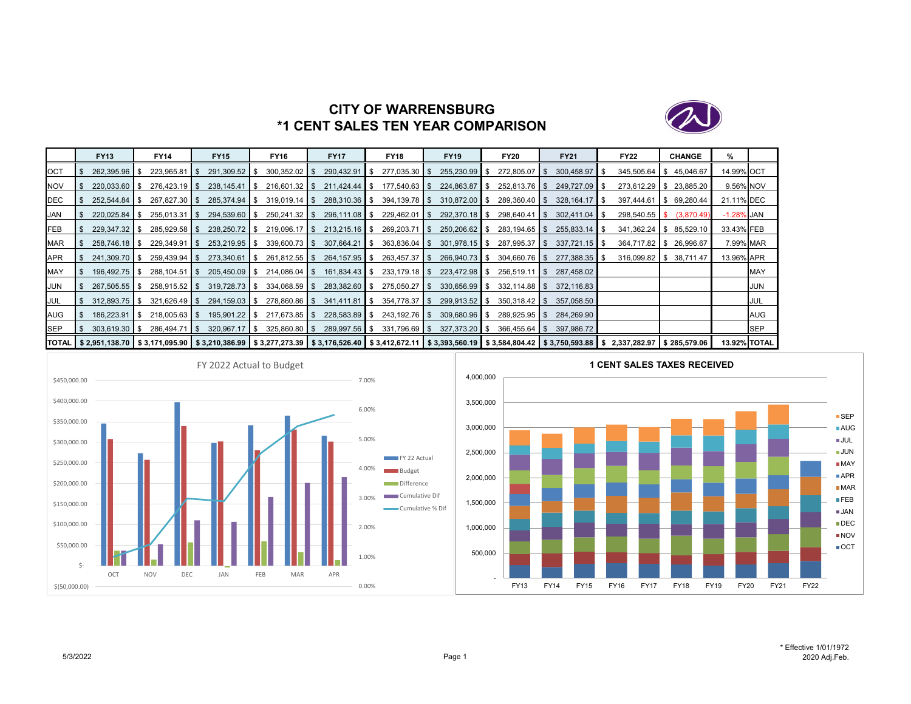# CITY OF WARRENSBURG

## *1 CENT SALES TEN YEAR COMPARISON

| | FY13 | FY14 | FY15 | FY16 | FY17 | FY18 | FY19 | FY20 | FY21 | FY22 | CHANGE | % | |
|---|---|---|---|---|---|---|---|---|---|---|---|---|---|
| OCT | $ 262,395.96 | $ 223,965.81 | $ 291,309.52 | $ 300,352.02 | $ 290,432.91 | $ 277,035.30 | $ 255,230.99 | $ 272,805.07 | $ 300,458.97 | $ 345,505.64 | $ 45,046.67 | 14.99% | OCT |
| NOV | $ 220,033.60 | $ 276,423.19 | $ 238,145.41 | $ 216,601.32 | $ 211,424.44 | $ 177,540.63 | $ 224,863.87 | $ 252,813.76 | $ 249,727.09 | $ 273,612.29 | $ 23,885.20 | 9.56% | NOV |
| DEC | $ 252,544.84 | $ 267,827.30 | $ 285,374.94 | $ 319,019.14 | $ 288,310.36 | $ 394,139.78 | $ 310,872.00 | $ 289,360.40 | $ 328,164.17 | $ 397,444.61 | $ 69,280.44 | 21.11% | DEC |
| JAN | $ 220,025.84 | $ 255,013.31 | $ 294,539.60 | $ 250,241.32 | $ 296,111.08 | $ 229,462.01 | $ 292,370.18 | $ 298,640.41 | $ 302,411.04 | $ 298,540.55 | $ (3,870.49) | -1.28% | JAN |
| FEB | $ 229,347.32 | $ 285,929.58 | $ 238,250.72 | $ 219,096.17 | $ 213,215.16 | $ 269,203.71 | $ 250,206.62 | $ 283,194.65 | $ 255,833.14 | $ 341,362.24 | $ 85,529.10 | 33.43% | FEB |
| MAR | $ 258,746.18 | $ 229,349.91 | $ 253,219.95 | $ 339,600.73 | $ 307,664.21 | $ 363,836.04 | $ 301,978.15 | $ 287,995.37 | $ 337,721.15 | $ 364,717.82 | $ 26,996.67 | 7.99% | MAR |
| APR | $ 241,309.70 | $ 259,439.94 | $ 273,340.61 | $ 261,812.55 | $ 264,157.95 | $ 263,457.37 | $ 266,940.73 | $ 304,660.76 | $ 277,388.35 | $ 316,099.82 | $ 38,711.47 | 13.96% | APR |
| MAY | $ 196,492.75 | $ 288,104.51 | $ 205,450.09 | $ 214,086.04 | $ 161,834.43 | $ 233,179.18 | $ 223,472.98 | $ 256,519.11 | $ 287,458.02 | | | | MAY |
| JUN | $ 267,505.55 | $ 258,915.52 | $ 319,728.73 | $ 334,068.59 | $ 283,382.60 | $ 275,050.27 | $ 330,656.99 | $ 332,114.88 | $ 372,116.83 | | | | JUN |
| JUL | $ 312,893.75 | $ 321,626.49 | $ 294,159.03 | $ 278,860.86 | $ 341,411.81 | $ 354,778.37 | $ 299,913.52 | $ 350,318.42 | $ 357,058.50 | | | | JUL |
| AUG | $ 186,223.91 | $ 218,005.63 | $ 195,901.22 | $ 217,673.85 | $ 228,583.89 | $ 243,192.76 | $ 309,680.96 | $ 289,925.95 | $ 284,269.90 | | | | AUG |
| SEP | $ 303,619.30 | $ 286,494.71 | $ 320,967.17 | $ 325,860.80 | $ 289,997.56 | $ 331,796.69 | $ 327,373.20 | $ 366,455.64 | $ 397,986.72 | | | | SEP |
| TOTAL | $ 2,951,138.70 | $ 3,171,095.90 | $ 3,210,386.99 | $ 3,277,273.39 | $ 3,176,526.40 | $ 3,412,672.11 | $ 3,393,560.19 | $ 3,584,804.42 | $ 3,750,593.88 | $ 2,337,282.97 | $ 285,579.06 | 13.92% | TOTAL |

5/3/2022

\* Effective 1/01/1972
2020 Adj.Feb.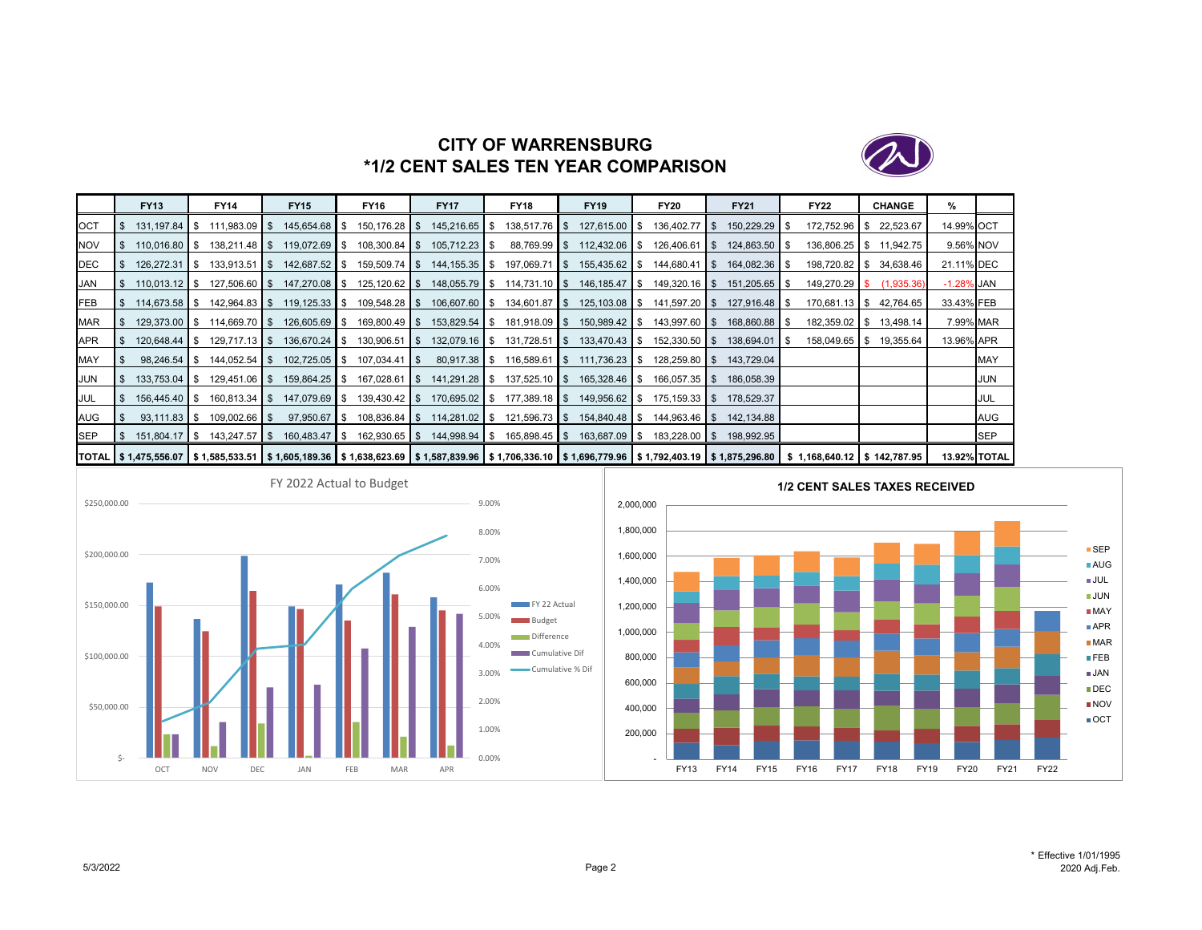# CITY OF WARRENSBURG
## *1/2 CENT SALES TEN YEAR COMPARISON

| | FY13 | FY14 | FY15 | FY16 | FY17 | FY18 | FY19 | FY20 | FY21 | FY22 | CHANGE | % | |
|---|---|---|---|---|---|---|---|---|---|---|---|---|---|
| OCT | $ 131,197.84 | $ 111,983.09 | $ 145,654.68 | $ 150,176.28 | $ 145,216.65 | $ 138,517.76 | $ 127,615.00 | $ 136,402.77 | $ 150,229.29 | $ 172,752.96 | $ 22,523.67 | 14.99% | OCT |
| NOV | $ 110,016.80 | $ 138,211.48 | $ 119,072.69 | $ 108,300.84 | $ 105,712.23 | $ 88,769.99 | $ 112,432.06 | $ 126,406.61 | $ 124,863.50 | $ 136,806.25 | $ 11,942.75 | 9.56% | NOV |
| DEC | $ 126,272.31 | $ 133,913.51 | $ 142,687.52 | $ 159,509.74 | $ 144,155.35 | $ 197,069.71 | $ 155,435.62 | $ 144,680.41 | $ 164,082.36 | $ 198,720.82 | $ 34,638.46 | 21.11% | DEC |
| JAN | $ 110,013.12 | $ 127,506.60 | $ 147,270.08 | $ 125,120.62 | $ 148,055.79 | $ 114,731.10 | $ 146,185.47 | $ 149,320.16 | $ 151,205.65 | $ 149,270.29 | $ (1,935.36) | -1.28% | JAN |
| FEB | $ 114,673.58 | $ 142,964.83 | $ 119,125.33 | $ 109,548.28 | $ 106,607.60 | $ 134,601.87 | $ 125,103.08 | $ 141,597.20 | $ 127,916.48 | $ 170,681.13 | $ 42,764.65 | 33.43% | FEB |
| MAR | $ 129,373.00 | $ 114,669.70 | $ 126,605.69 | $ 169,800.49 | $ 153,829.54 | $ 181,918.09 | $ 150,989.42 | $ 143,997.60 | $ 168,860.88 | $ 182,359.02 | $ 13,498.14 | 7.99% | MAR |
| APR | $ 120,648.44 | $ 129,717.13 | $ 136,670.24 | $ 130,906.51 | $ 132,079.16 | $ 131,728.51 | $ 133,470.43 | $ 152,330.50 | $ 138,694.01 | $ 158,049.65 | $ 19,355.64 | 13.96% | APR |
| MAY | $ 98,246.54 | $ 144,052.54 | $ 102,725.05 | $ 107,034.41 | $ 80,917.38 | $ 116,589.61 | $ 111,736.23 | $ 128,259.80 | $ 143,729.04 | | | | MAY |
| JUN | $ 133,753.04 | $ 129,451.06 | $ 159,864.25 | $ 167,028.61 | $ 141,291.28 | $ 137,525.10 | $ 165,328.46 | $ 166,057.35 | $ 186,058.39 | | | | JUN |
| JUL | $ 156,445.40 | $ 160,813.34 | $ 147,079.69 | $ 139,430.42 | $ 170,695.02 | $ 177,389.18 | $ 149,956.62 | $ 175,159.33 | $ 178,529.37 | | | | JUL |
| AUG | $ 93,111.83 | $ 109,002.66 | $ 97,950.67 | $ 108,836.84 | $ 114,281.02 | $ 121,596.73 | $ 154,840.48 | $ 144,963.46 | $ 142,134.88 | | | | AUG |
| SEP | $ 151,804.17 | $ 143,247.57 | $ 160,483.47 | $ 162,930.65 | $ 144,998.94 | $ 165,898.45 | $ 163,687.09 | $ 183,228.00 | $ 198,992.95 | | | | SEP |
| TOTAL | $ 1,475,556.07 | $ 1,585,533.51 | $ 1,605,189.36 | $ 1,638,623.69 | $ 1,587,839.96 | $ 1,706,336.10 | $ 1,696,779.96 | $ 1,792,403.19 | $ 1,875,296.80 | $ 1,168,640.12 | $ 142,787.95 | 13.92% | TOTAL |

FY 2022 Actual to Budget

1/2 CENT SALES TAXES RECEIVED

5/3/2022

\* Effective 1/01/1995
2020 Adj.Feb.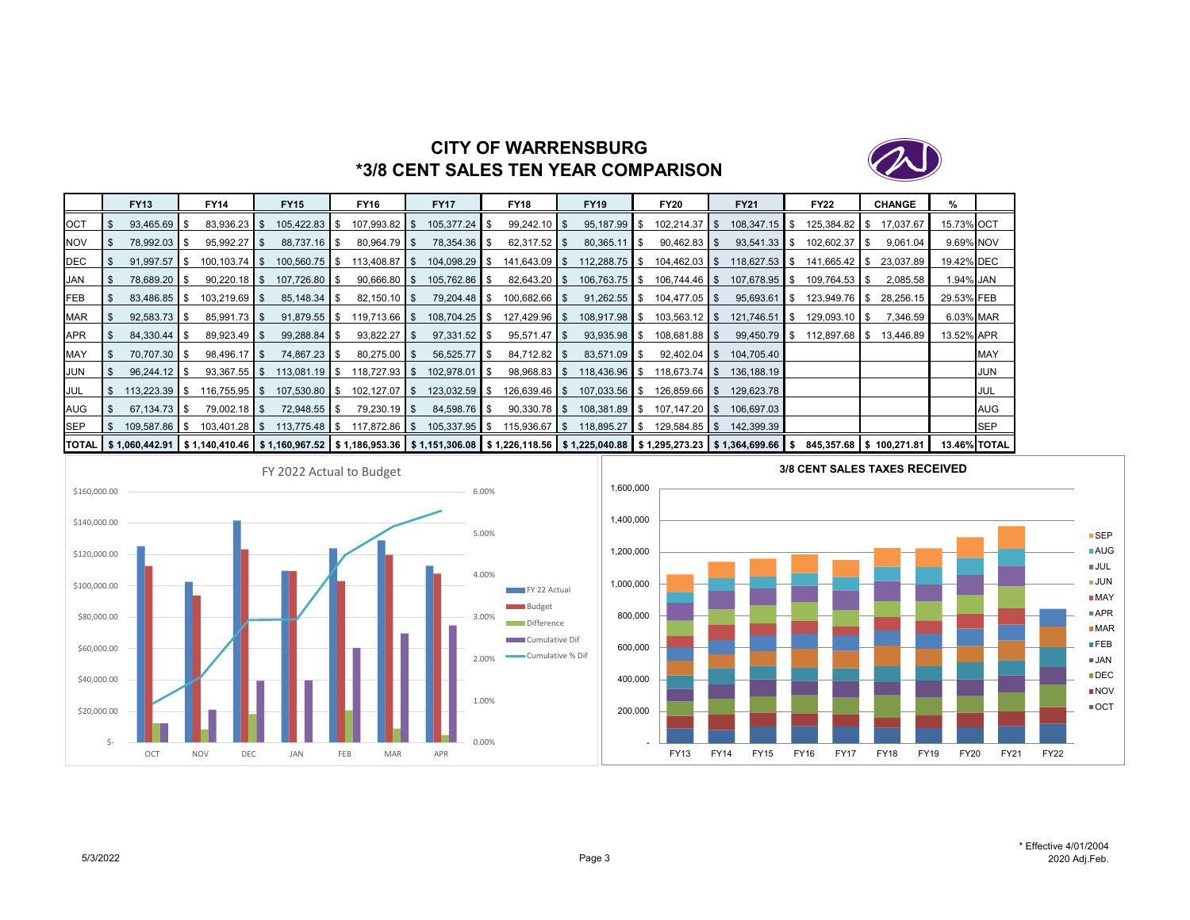# CITY OF WARRENSBURG

## *3/8 CENT SALES TEN YEAR COMPARISON

| | FY13 | FY14 | FY15 | FY16 | FY17 | FY18 | FY19 | FY20 | FY21 | FY22 | CHANGE | % | |
|---|---|---|---|---|---|---|---|---|---|---|---|---|---|
| OCT | $ 93,465.69 | $ 83,936.23 | $ 105,422.83 | $ 107,993.82 | $ 105,377.24 | $ 99,242.10 | $ 95,187.99 | $ 102,214.37 | $ 108,347.15 | $ 125,384.82 | $ 17,037.67 | 15.73% | OCT |
| NOV | $ 78,992.03 | $ 95,992.27 | $ 88,737.16 | $ 80,964.79 | $ 78,354.36 | $ 62,317.52 | $ 80,365.11 | $ 90,462.83 | $ 93,541.33 | $ 102,602.37 | $ 9,061.04 | 9.69% | NOV |
| DEC | $ 91,997.57 | $ 100,103.74 | $ 100,560.75 | $ 113,408.87 | $ 104,098.29 | $ 141,643.09 | $ 112,288.75 | $ 104,462.03 | $ 118,627.53 | $ 141,665.42 | $ 23,037.89 | 19.42% | DEC |
| JAN | $ 78,689.20 | $ 90,220.18 | $ 107,726.80 | $ 90,666.80 | $ 105,762.86 | $ 82,643.20 | $ 106,763.75 | $ 106,744.46 | $ 107,678.95 | $ 109,764.53 | $ 2,085.58 | 1.94% | JAN |
| FEB | $ 83,486.85 | $ 103,219.69 | $ 85,148.34 | $ 82,150.10 | $ 79,204.48 | $ 100,682.66 | $ 91,262.55 | $ 104,477.05 | $ 95,693.61 | $ 123,949.76 | $ 28,256.15 | 29.53% | FEB |
| MAR | $ 92,583.73 | $ 85,991.73 | $ 91,879.55 | $ 119,713.66 | $ 108,704.25 | $ 127,429.96 | $ 108,917.98 | $ 103,563.12 | $ 121,746.51 | $ 129,093.10 | $ 7,346.59 | 6.03% | MAR |
| APR | $ 84,330.44 | $ 89,923.49 | $ 99,288.84 | $ 93,822.27 | $ 97,331.52 | $ 95,571.47 | $ 93,935.98 | $ 108,681.88 | $ 99,450.79 | $ 112,897.68 | $ 13,446.89 | 13.52% | APR |
| MAY | $ 70,707.30 | $ 98,496.17 | $ 74,867.23 | $ 80,275.00 | $ 56,525.77 | $ 84,712.82 | $ 83,571.09 | $ 92,402.04 | $ 104,705.40 | | | | MAY |
| JUN | $ 96,244.12 | $ 93,367.55 | $ 113,081.19 | $ 118,727.93 | $ 102,978.01 | $ 98,968.83 | $ 118,436.96 | $ 118,673.74 | $ 136,188.19 | | | | JUN |
| JUL | $ 113,223.39 | $ 116,755.95 | $ 107,530.80 | $ 102,127.07 | $ 123,032.59 | $ 126,639.46 | $ 107,033.56 | $ 126,859.66 | $ 129,623.78 | | | | JUL |
| AUG | $ 67,134.73 | $ 79,002.18 | $ 72,948.55 | $ 79,230.19 | $ 84,598.76 | $ 90,330.78 | $ 108,381.89 | $ 107,147.20 | $ 106,697.03 | | | | AUG |
| SEP | $ 109,587.86 | $ 103,401.28 | $ 113,775.48 | $ 117,872.86 | $ 105,337.95 | $ 115,936.67 | $ 118,895.27 | $ 129,584.85 | $ 142,399.39 | | | | SEP |
| TOTAL | $ 1,060,442.91 | $ 1,140,410.46 | $ 1,160,967.52 | $ 1,186,953.36 | $ 1,151,306.08 | $ 1,226,118.56 | $ 1,225,040.88 | $ 1,295,273.23 | $ 1,364,699.66 | $ 845,357.68 | $ 100,271.81 | 13.46% | TOTAL |

FY 2022 Actual to Budget

3/8 CENT SALES TAXES RECEIVED

5/3/2022

\* Effective 4/01/2004
2020 Adj.Feb.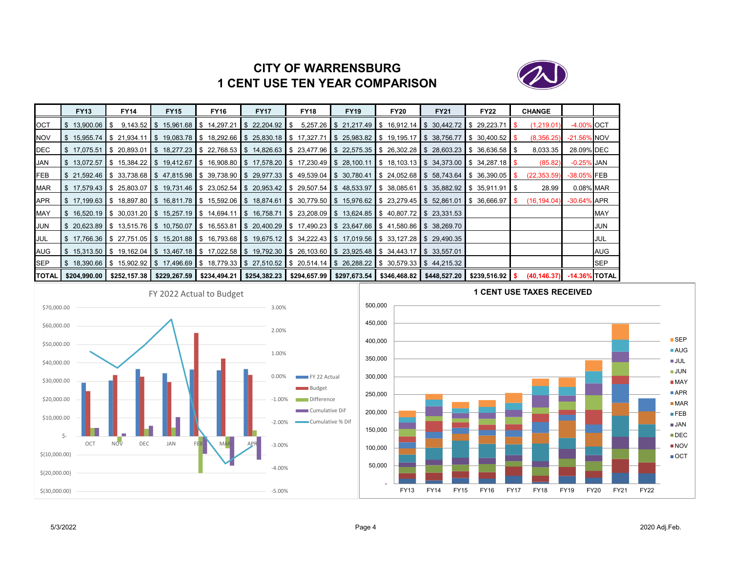# CITY OF WARRENSBURG
# 1 CENT USE TEN YEAR COMPARISON

| | FY13 | FY14 | FY15 | FY16 | FY17 | FY18 | FY19 | FY20 | FY21 | FY22 | CHANGE | | |
|---|---|---|---|---|---|---|---|---|---|---|---|---|---|
| OCT | $ 13,900.06 | $ 9,143.52 | $ 15,961.68 | $ 14,297.21 | $ 22,204.92 | $ 5,257.26 | $ 21,217.49 | $ 16,912.14 | $ 30,442.72 | $ 29,223.71 | $ (1,219.01) | -4.00% | OCT |
| NOV | $ 15,955.74 | $ 21,934.11 | $ 19,083.78 | $ 18,292.66 | $ 25,830.18 | $ 17,327.71 | $ 25,983.82 | $ 19,195.17 | $ 38,756.77 | $ 30,400.52 | $ (8,356.25) | -21.56% | NOV |
| DEC | $ 17,075.51 | $ 20,893.01 | $ 18,277.23 | $ 22,768.53 | $ 14,826.63 | $ 23,477.96 | $ 22,575.35 | $ 26,302.28 | $ 28,603.23 | $ 36,636.58 | $ 8,033.35 | 28.09% | DEC |
| JAN | $ 13,072.57 | $ 15,384.22 | $ 19,412.67 | $ 16,908.80 | $ 17,578.20 | $ 17,230.49 | $ 28,100.11 | $ 18,103.13 | $ 34,373.00 | $ 34,287.18 | $ (85.82) | -0.25% | JAN |
| FEB | $ 21,592.46 | $ 33,738.68 | $ 47,815.98 | $ 39,738.90 | $ 29,977.33 | $ 49,539.04 | $ 30,780.41 | $ 24,052.68 | $ 58,743.64 | $ 36,390.05 | $ (22,353.59) | -38.05% | FEB |
| MAR | $ 17,579.43 | $ 25,803.07 | $ 19,731.46 | $ 23,052.54 | $ 20,953.42 | $ 29,507.54 | $ 48,533.97 | $ 38,085.61 | $ 35,882.92 | $ 35,911.91 | $ 28.99 | 0.08% | MAR |
| APR | $ 17,199.63 | $ 18,897.80 | $ 16,811.78 | $ 15,592.06 | $ 18,874.61 | $ 30,779.50 | $ 15,976.62 | $ 23,279.45 | $ 52,861.01 | $ 36,666.97 | $ (16,194.04) | -30.64% | APR |
| MAY | $ 16,520.19 | $ 30,031.20 | $ 15,257.19 | $ 14,694.11 | $ 16,758.71 | $ 23,208.09 | $ 13,624.85 | $ 40,807.72 | $ 23,331.53 | | | | MAY |
| JUN | $ 20,623.89 | $ 13,515.76 | $ 10,750.07 | $ 16,553.81 | $ 20,400.29 | $ 17,490.23 | $ 23,647.66 | $ 41,580.86 | $ 38,269.70 | | | | JUN |
| JUL | $ 17,766.36 | $ 27,751.05 | $ 15,201.88 | $ 16,793.68 | $ 19,675.12 | $ 34,222.43 | $ 17,019.56 | $ 33,127.28 | $ 29,490.35 | | | | JUL |
| AUG | $ 15,313.50 | $ 19,162.04 | $ 13,467.18 | $ 17,022.58 | $ 19,792.30 | $ 26,103.60 | $ 23,925.48 | $ 34,443.17 | $ 33,557.01 | | | | AUG |
| SEP | $ 18,390.66 | $ 15,902.92 | $ 17,496.69 | $ 18,779.33 | $ 27,510.52 | $ 20,514.14 | $ 26,288.22 | $ 30,579.33 | $ 44,215.32 | | | | SEP |
| **TOTAL** | **$204,990.00** | **$252,157.38** | **$229,267.59** | **$234,494.21** | **$254,382.23** | **$294,657.99** | **$297,673.54** | **$346,468.82** | **$448,527.20** | **$239,516.92** | **$ (40,146.37)** | **-14.36%** | **TOTAL** |

FY 2022 Actual to Budget

1 CENT USE TAXES RECEIVED

5/3/2022 | 2020 Adj.Feb.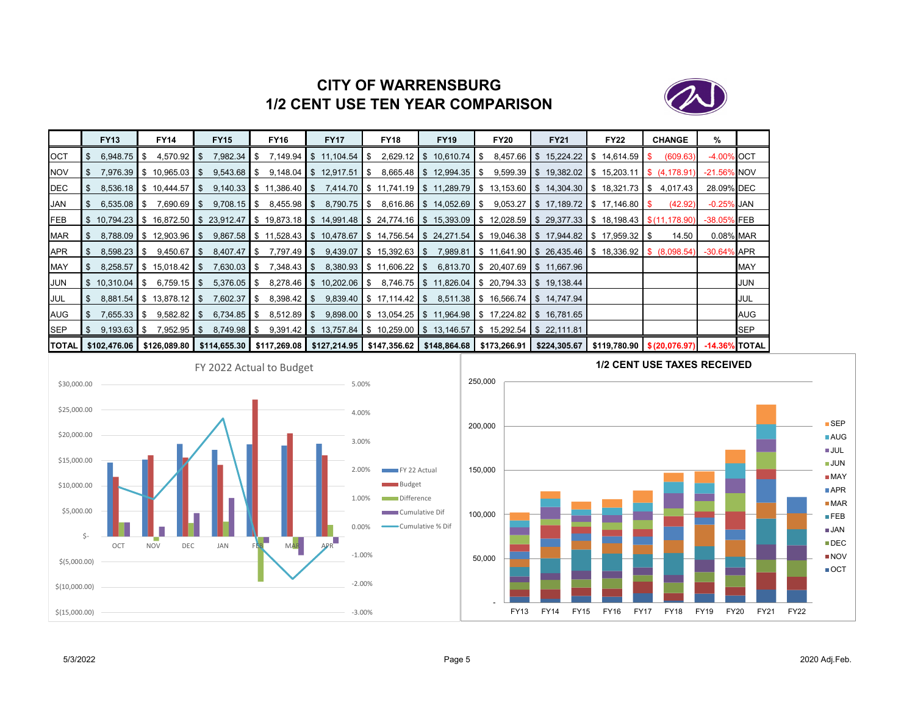# CITY OF WARRENSBURG
## 1/2 CENT USE TEN YEAR COMPARISON

| | FY13 | FY14 | FY15 | FY16 | FY17 | FY18 | FY19 | FY20 | FY21 | FY22 | CHANGE | % | |
|---|---|---|---|---|---|---|---|---|---|---|---|---|---|
| OCT | $ 6,948.75 | $ 4,570.92 | $ 7,982.34 | $ 7,149.94 | $ 11,104.54 | $ 2,629.12 | $ 10,610.74 | $ 8,457.66 | $ 15,224.22 | $ 14,614.59 | $ (609.63) | -4.00% | OCT |
| NOV | $ 7,976.39 | $ 10,965.03 | $ 9,543.68 | $ 9,148.04 | $ 12,917.51 | $ 8,665.48 | $ 12,994.35 | $ 9,599.39 | $ 19,382.02 | $ 15,203.11 | $ (4,178.91) | -21.56% | NOV |
| DEC | $ 8,536.18 | $ 10,444.57 | $ 9,140.33 | $ 11,386.40 | $ 7,414.70 | $ 11,741.19 | $ 11,289.79 | $ 13,153.60 | $ 14,304.30 | $ 18,321.73 | $ 4,017.43 | 28.09% | DEC |
| JAN | $ 6,535.08 | $ 7,690.69 | $ 9,708.15 | $ 8,455.98 | $ 8,790.75 | $ 8,616.86 | $ 14,052.69 | $ 9,053.27 | $ 17,189.72 | $ 17,146.80 | $ (42.92) | -0.25% | JAN |
| FEB | $ 10,794.23 | $ 16,872.50 | $ 23,912.47 | $ 19,873.18 | $ 14,991.48 | $ 24,774.16 | $ 15,393.09 | $ 12,028.59 | $ 29,377.33 | $ 18,198.43 | $ (11,178.90) | -38.05% | FEB |
| MAR | $ 8,788.09 | $ 12,903.96 | $ 9,867.58 | $ 11,528.43 | $ 10,478.67 | $ 14,756.54 | $ 24,271.54 | $ 19,046.38 | $ 17,944.82 | $ 17,959.32 | $ 14.50 | 0.08% | MAR |
| APR | $ 8,598.23 | $ 9,450.67 | $ 8,407.47 | $ 7,797.49 | $ 9,439.07 | $ 15,392.63 | $ 7,989.81 | $ 11,641.90 | $ 26,435.46 | $ 18,336.92 | $ (8,098.54) | -30.64% | APR |
| MAY | $ 8,258.57 | $ 15,018.42 | $ 7,630.03 | $ 7,348.43 | $ 8,380.93 | $ 11,606.22 | $ 6,813.70 | $ 20,407.69 | $ 11,667.96 | | | | MAY |
| JUN | $ 10,310.04 | $ 6,759.15 | $ 5,376.05 | $ 8,278.46 | $ 10,202.06 | $ 8,746.75 | $ 11,826.04 | $ 20,794.33 | $ 19,138.44 | | | | JUN |
| JUL | $ 8,881.54 | $ 13,878.12 | $ 7,602.37 | $ 8,398.42 | $ 9,839.40 | $ 17,114.42 | $ 8,511.38 | $ 16,566.74 | $ 14,747.94 | | | | JUL |
| AUG | $ 7,655.33 | $ 9,582.82 | $ 6,734.85 | $ 8,512.89 | $ 9,898.00 | $ 13,054.25 | $ 11,964.98 | $ 17,224.82 | $ 16,781.65 | | | | AUG |
| SEP | $ 9,193.63 | $ 7,952.95 | $ 8,749.98 | $ 9,391.42 | $ 13,757.84 | $ 10,259.00 | $ 13,146.57 | $ 15,292.54 | $ 22,111.81 | | | | SEP |
| **TOTAL** | **$102,476.06** | **$126,089.80** | **$114,655.30** | **$117,269.08** | **$127,214.95** | **$147,356.62** | **$148,864.68** | **$173,266.91** | **$224,305.67** | **$119,780.90** | **$(20,076.97)** | **-14.36%** | **TOTAL** |

FY 2022 Actual to Budget

1/2 CENT USE TAXES RECEIVED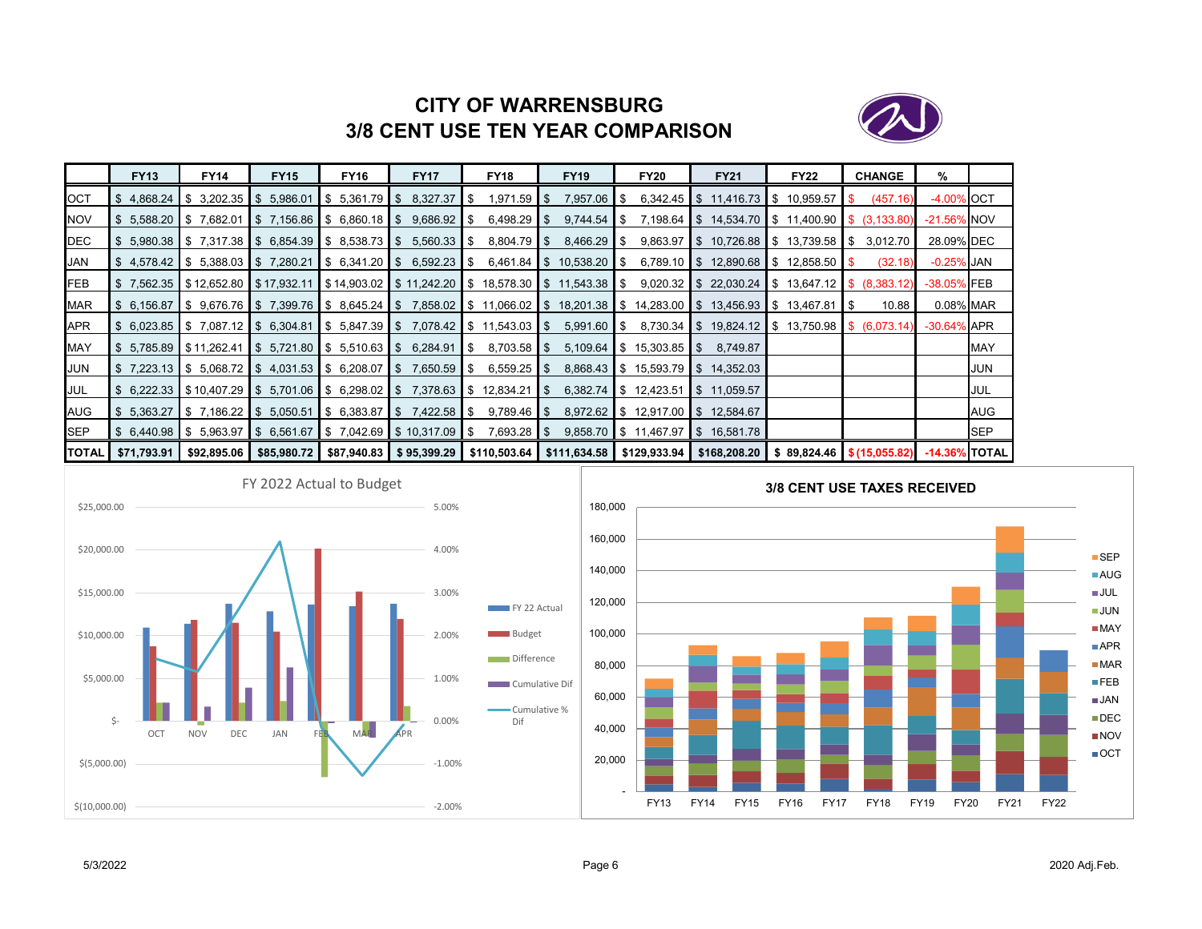# CITY OF WARRENSBURG
## 3/8 CENT USE TEN YEAR COMPARISON

| | FY13 | FY14 | FY15 | FY16 | FY17 | FY18 | FY19 | FY20 | FY21 | FY22 | CHANGE | % | |
|---|---|---|---|---|---|---|---|---|---|---|---|---|---|
| OCT | $ 4,868.24 | $ 3,202.35 | $ 5,986.01 | $ 5,361.79 | $ 8,327.37 | $ 1,971.59 | $ 7,957.06 | $ 6,342.45 | $ 11,416.73 | $ 10,959.57 | $ (457.16) | -4.00% | OCT |
| NOV | $ 5,588.20 | $ 7,682.01 | $ 7,156.86 | $ 6,860.18 | $ 9,686.92 | $ 6,498.29 | $ 9,744.54 | $ 7,198.64 | $ 14,534.70 | $ 11,400.90 | $ (3,133.80) | -21.56% | NOV |
| DEC | $ 5,980.38 | $ 7,317.38 | $ 6,854.39 | $ 8,538.73 | $ 5,560.33 | $ 8,804.79 | $ 8,466.29 | $ 9,863.97 | $ 10,726.88 | $ 13,739.58 | $ 3,012.70 | 28.09% | DEC |
| JAN | $ 4,578.42 | $ 5,388.03 | $ 7,280.21 | $ 6,341.20 | $ 6,592.23 | $ 6,461.84 | $ 10,538.20 | $ 6,789.10 | $ 12,890.68 | $ 12,858.50 | $ (32.18) | -0.25% | JAN |
| FEB | $ 7,562.35 | $ 12,652.80 | $ 17,932.11 | $ 14,903.02 | $ 11,242.20 | $ 18,578.30 | $ 11,543.38 | $ 9,020.32 | $ 22,030.24 | $ 13,647.12 | $ (8,383.12) | -38.05% | FEB |
| MAR | $ 6,156.87 | $ 9,676.76 | $ 7,399.76 | $ 8,645.24 | $ 7,858.02 | $ 11,066.02 | $ 18,201.38 | $ 14,283.00 | $ 13,456.93 | $ 13,467.81 | $ 10.88 | 0.08% | MAR |
| APR | $ 6,023.85 | $ 7,087.12 | $ 6,304.81 | $ 5,847.39 | $ 7,078.42 | $ 11,543.03 | $ 5,991.60 | $ 8,730.34 | $ 19,824.12 | $ 13,750.98 | $ (6,073.14) | -30.64% | APR |
| MAY | $ 5,785.89 | $ 11,262.41 | $ 5,721.80 | $ 5,510.63 | $ 6,284.91 | $ 8,703.58 | $ 5,109.64 | $ 15,303.85 | $ 8,749.87 | | | | MAY |
| JUN | $ 7,223.13 | $ 5,068.72 | $ 4,031.53 | $ 6,208.07 | $ 7,650.59 | $ 6,559.25 | $ 8,868.43 | $ 15,593.79 | $ 14,352.03 | | | | JUN |
| JUL | $ 6,222.33 | $ 10,407.29 | $ 5,701.06 | $ 6,298.02 | $ 7,378.63 | $ 12,834.21 | $ 6,382.74 | $ 12,423.51 | $ 11,059.57 | | | | JUL |
| AUG | $ 5,363.27 | $ 7,186.22 | $ 5,050.51 | $ 6,383.87 | $ 7,422.58 | $ 9,789.46 | $ 8,972.62 | $ 12,917.00 | $ 12,584.67 | | | | AUG |
| SEP | $ 6,440.98 | $ 5,963.97 | $ 6,561.67 | $ 7,042.69 | $ 10,317.09 | $ 7,693.28 | $ 9,858.70 | $ 11,467.97 | $ 16,581.78 | | | | SEP |
| **TOTAL** | **$71,793.91** | **$92,895.06** | **$85,980.72** | **$87,940.83** | **$ 95,399.29** | **$110,503.64** | **$111,634.58** | **$129,933.94** | **$168,208.20** | **$ 89,824.46** | **$ (15,055.82)** | **-14.36%** | **TOTAL** |

FY 2022 Actual to Budget

3/8 CENT USE TAXES RECEIVED

5/3/2022 2020 Adj.Feb.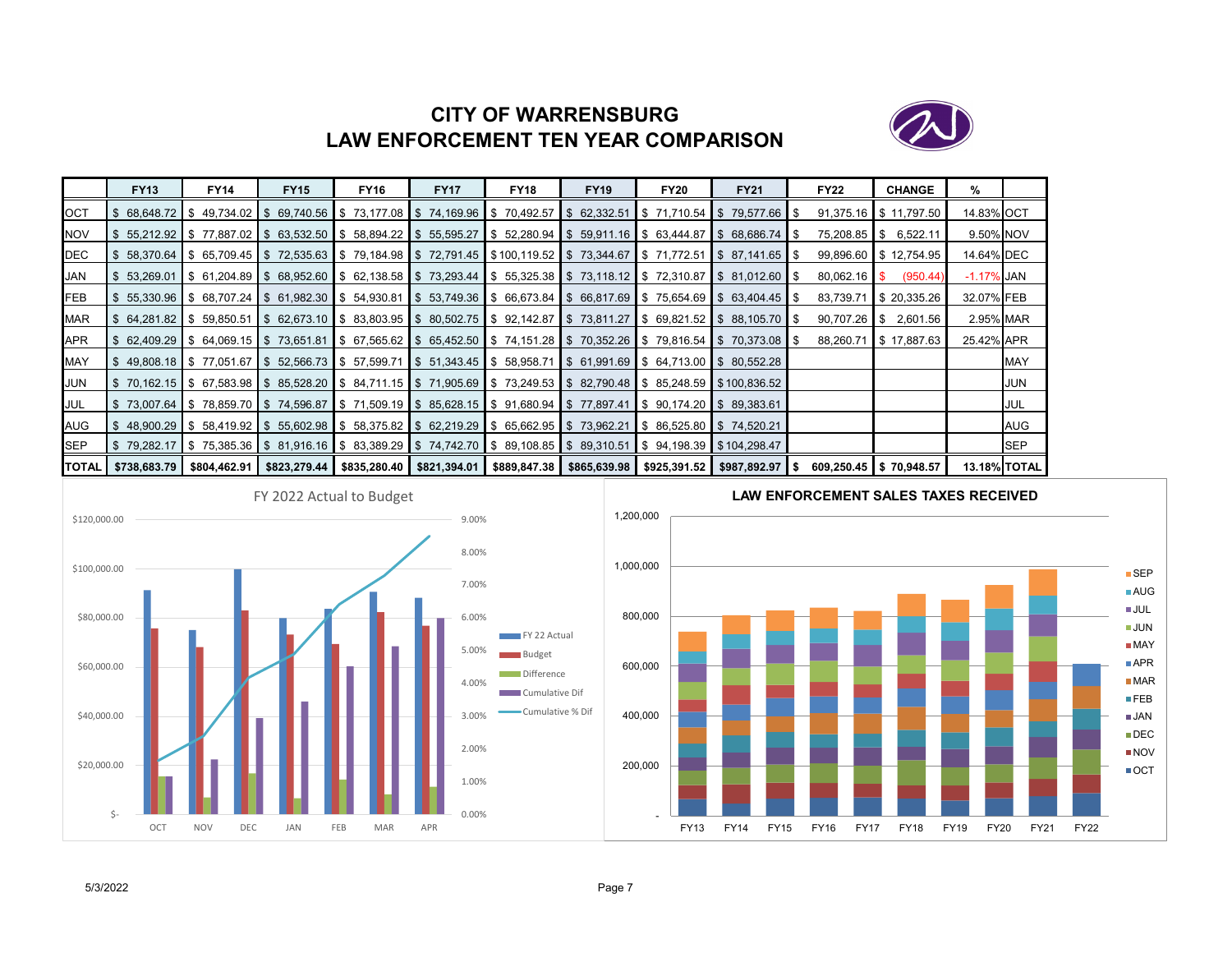# CITY OF WARRENSBURG
# LAW ENFORCEMENT TEN YEAR COMPARISON

| | FY13 | FY14 | FY15 | FY16 | FY17 | FY18 | FY19 | FY20 | FY21 | FY22 | CHANGE | % | |
|---|---|---|---|---|---|---|---|---|---|---|---|---|---|
| OCT | $ 68,648.72 | $ 49,734.02 | $ 69,740.56 | $ 73,177.08 | $ 74,169.96 | $ 70,492.57 | $ 62,332.51 | $ 71,710.54 | $ 79,577.66 | $ 91,375.16 | $ 11,797.50 | 14.83% | OCT |
| NOV | $ 55,212.92 | $ 77,887.02 | $ 63,532.50 | $ 58,894.22 | $ 55,595.27 | $ 52,280.94 | $ 59,911.16 | $ 63,444.87 | $ 68,686.74 | $ 75,208.85 | $ 6,522.11 | 9.50% | NOV |
| DEC | $ 58,370.64 | $ 65,709.45 | $ 72,535.63 | $ 79,184.98 | $ 72,791.45 | $ 100,119.52 | $ 73,344.67 | $ 71,772.51 | $ 87,141.65 | $ 99,896.60 | $ 12,754.95 | 14.64% | DEC |
| JAN | $ 53,269.01 | $ 61,204.89 | $ 68,952.60 | $ 62,138.58 | $ 73,293.44 | $ 55,325.38 | $ 73,118.12 | $ 72,310.87 | $ 81,012.60 | $ 80,062.16 | $ (950.44) | -1.17% | JAN |
| FEB | $ 55,330.96 | $ 68,707.24 | $ 61,982.30 | $ 54,930.81 | $ 53,749.36 | $ 66,673.84 | $ 66,817.69 | $ 75,654.69 | $ 63,404.45 | $ 83,739.71 | $ 20,335.26 | 32.07% | FEB |
| MAR | $ 64,281.82 | $ 59,850.51 | $ 62,673.10 | $ 83,803.95 | $ 80,502.75 | $ 92,142.87 | $ 73,811.27 | $ 69,821.52 | $ 88,105.70 | $ 90,707.26 | $ 2,601.56 | 2.95% | MAR |
| APR | $ 62,409.29 | $ 64,069.15 | $ 73,651.81 | $ 67,565.62 | $ 65,452.50 | $ 74,151.28 | $ 70,352.26 | $ 79,816.54 | $ 70,373.08 | $ 88,260.71 | $ 17,887.63 | 25.42% | APR |
| MAY | $ 49,808.18 | $ 77,051.67 | $ 52,566.73 | $ 57,599.71 | $ 51,343.45 | $ 58,958.71 | $ 61,991.69 | $ 64,713.00 | $ 80,552.28 | | | | MAY |
| JUN | $ 70,162.15 | $ 67,583.98 | $ 85,528.20 | $ 84,711.15 | $ 71,905.69 | $ 73,249.53 | $ 82,790.48 | $ 85,248.59 | $ 100,836.52 | | | | JUN |
| JUL | $ 73,007.64 | $ 78,859.70 | $ 74,596.87 | $ 71,509.19 | $ 85,628.15 | $ 91,680.94 | $ 77,897.41 | $ 90,174.20 | $ 89,383.61 | | | | JUL |
| AUG | $ 48,900.29 | $ 58,419.92 | $ 55,602.98 | $ 58,375.82 | $ 62,219.29 | $ 65,662.95 | $ 73,962.21 | $ 86,525.80 | $ 74,520.21 | | | | AUG |
| SEP | $ 79,282.17 | $ 75,385.36 | $ 81,916.16 | $ 83,389.29 | $ 74,742.70 | $ 89,108.85 | $ 89,310.51 | $ 94,198.39 | $ 104,298.47 | | | | SEP |
| **TOTAL** | **$738,683.79** | **$804,462.91** | **$823,279.44** | **$835,280.40** | **$821,394.01** | **$889,847.38** | **$865,639.98** | **$925,391.52** | **$987,892.97** | **$ 609,250.45** | **$ 70,948.57** | **13.18%** | **TOTAL** |

**FY 2022 Actual to Budget**

**LAW ENFORCEMENT SALES TAXES RECEIVED**

5/3/2022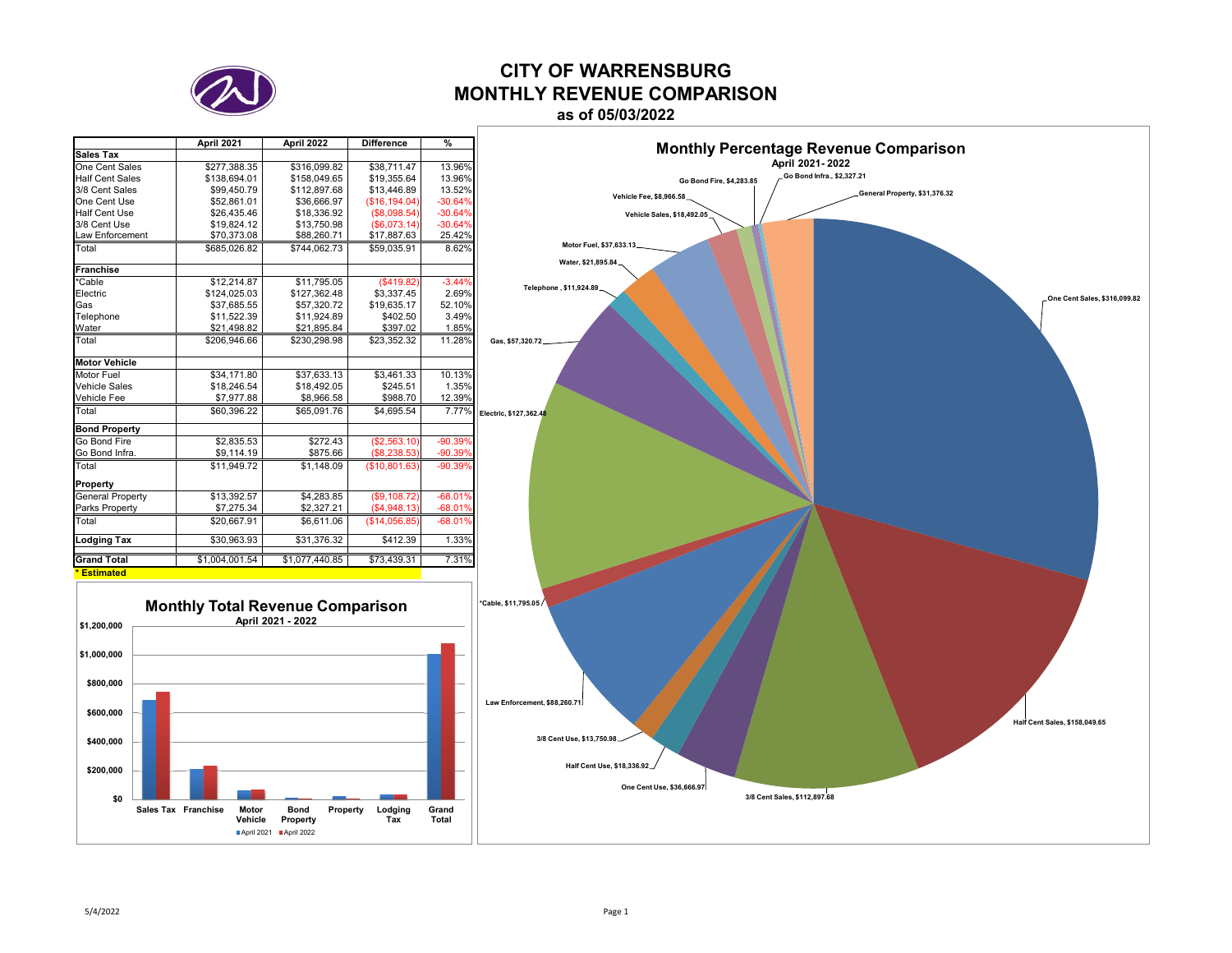# CITY OF WARRENSBURG
## MONTHLY REVENUE COMPARISON
### as of 05/03/2022

| | April 2021 | April 2022 | Difference | % |
|---|---|---|---|---|
| **Sales Tax** | | | | |
| One Cent Sales | $277,388.35 | $316,099.82 | $38,711.47 | 13.96% |
| Half Cent Sales | $138,694.01 | $158,049.65 | $19,355.64 | 13.96% |
| 3/8 Cent Sales | $99,450.79 | $112,897.68 | $13,446.89 | 13.52% |
| One Cent Use | $52,861.01 | $36,666.97 | ($16,194.04) | -30.64% |
| Half Cent Use | $26,435.46 | $18,336.92 | ($8,098.54) | -30.64% |
| 3/8 Cent Use | $19,824.12 | $13,750.98 | ($6,073.14) | -30.64% |
| Law Enforcement | $70,373.08 | $88,260.71 | $17,887.63 | 25.42% |
| Total | $685,026.82 | $744,062.73 | $59,035.91 | 8.62% |
| **Franchise** | | | | |
| *Cable | $12,214.87 | $11,795.05 | ($419.82) | -3.44% |
| Electric | $124,025.03 | $127,362.48 | $3,337.45 | 2.69% |
| Gas | $37,685.55 | $57,320.72 | $19,635.17 | 52.10% |
| Telephone | $11,522.39 | $11,924.89 | $402.50 | 3.49% |
| Water | $21,498.82 | $21,895.84 | $397.02 | 1.85% |
| Total | $206,946.66 | $230,298.98 | $23,352.32 | 11.28% |
| **Motor Vehicle** | | | | |
| Motor Fuel | $34,171.80 | $37,633.13 | $3,461.33 | 10.13% |
| Vehicle Sales | $18,246.54 | $18,492.05 | $245.51 | 1.35% |
| Vehicle Fee | $7,977.88 | $8,966.58 | $988.70 | 12.39% |
| Total | $60,396.22 | $65,091.76 | $4,695.54 | 7.77% |
| **Bond Property** | | | | |
| Go Bond Fire | $2,835.53 | $272.43 | ($2,563.10) | -90.39% |
| Go Bond Infra. | $9,114.19 | $875.66 | ($8,238.53) | -90.39% |
| Total | $11,949.72 | $1,148.09 | ($10,801.63) | -90.39% |
| **Property** | | | | |
| General Property | $13,392.57 | $4,283.85 | ($9,108.72) | -68.01% |
| Parks Property | $7,275.34 | $2,327.21 | ($4,948.13) | -68.01% |
| Total | $20,667.91 | $6,611.06 | ($14,056.85) | -68.01% |
| **Lodging Tax** | $30,963.93 | $31,376.32 | $412.39 | 1.33% |
| **Grand Total** | $1,004,001.54 | $1,077,440.85 | $73,439.31 | 7.31% |

**\* Estimated**

**Monthly Total Revenue Comparison**
April 2021 - 2022

**Monthly Percentage Revenue Comparison**
April 2021- 2022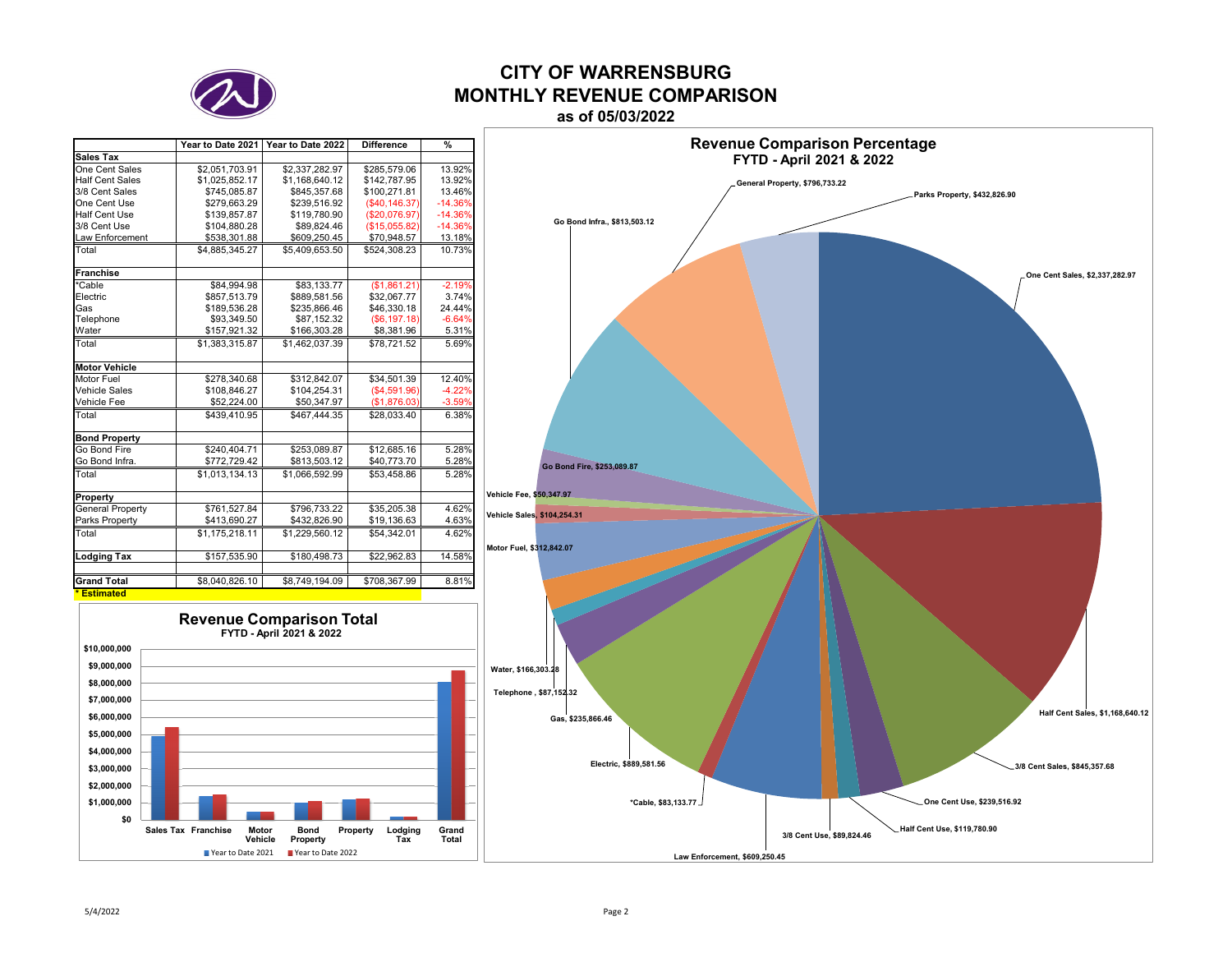# CITY OF WARRENSBURG
# MONTHLY REVENUE COMPARISON
### as of 05/03/2022

| | Year to Date 2021 | Year to Date 2022 | Difference | % |
|---|---|---|---|---|
| **Sales Tax** | | | | |
| One Cent Sales | $2,051,703.91 | $2,337,282.97 | $285,579.06 | 13.92% |
| Half Cent Sales | $1,025,852.17 | $1,168,640.12 | $142,787.95 | 13.92% |
| 3/8 Cent Sales | $745,085.87 | $845,357.68 | $100,271.81 | 13.46% |
| One Cent Use | $279,663.29 | $239,516.92 | ($40,146.37) | -14.36% |
| Half Cent Use | $139,857.87 | $119,780.90 | ($20,076.97) | -14.36% |
| 3/8 Cent Use | $104,880.28 | $89,824.46 | ($15,055.82) | -14.36% |
| Law Enforcement | $538,301.88 | $609,250.45 | $70,948.57 | 13.18% |
| Total | $4,885,345.27 | $5,409,653.50 | $524,308.23 | 10.73% |
| **Franchise** | | | | |
| *Cable | $84,994.98 | $83,133.77 | ($1,861.21) | -2.19% |
| Electric | $857,513.79 | $889,581.56 | $32,067.77 | 3.74% |
| Gas | $189,536.28 | $235,866.46 | $46,330.18 | 24.44% |
| Telephone | $93,349.50 | $87,152.32 | ($6,197.18) | -6.64% |
| Water | $157,921.32 | $166,303.28 | $8,381.96 | 5.31% |
| Total | $1,383,315.87 | $1,462,037.39 | $78,721.52 | 5.69% |
| **Motor Vehicle** | | | | |
| Motor Fuel | $278,340.68 | $312,842.07 | $34,501.39 | 12.40% |
| Vehicle Sales | $108,846.27 | $104,254.31 | ($4,591.96) | -4.22% |
| Vehicle Fee | $52,224.00 | $50,347.97 | ($1,876.03) | -3.59% |
| Total | $439,410.95 | $467,444.35 | $28,033.40 | 6.38% |
| **Bond Property** | | | | |
| Go Bond Fire | $240,404.71 | $253,089.87 | $12,685.16 | 5.28% |
| Go Bond Infra. | $772,729.42 | $813,503.12 | $40,773.70 | 5.28% |
| Total | $1,013,134.13 | $1,066,592.99 | $53,458.86 | 5.28% |
| **Property** | | | | |
| General Property | $761,527.84 | $796,733.22 | $35,205.38 | 4.62% |
| Parks Property | $413,690.27 | $432,826.90 | $19,136.63 | 4.63% |
| Total | $1,175,218.11 | $1,229,560.12 | $54,342.01 | 4.62% |
| **Lodging Tax** | $157,535.90 | $180,498.73 | $22,962.83 | 14.58% |
| **Grand Total** | $8,040,826.10 | $8,749,194.09 | $708,367.99 | 8.81% |

**\* Estimated**

**Revenue Comparison Total**
FYTD - April 2021 & 2022

**Revenue Comparison Percentage**
FYTD - April 2021 & 2022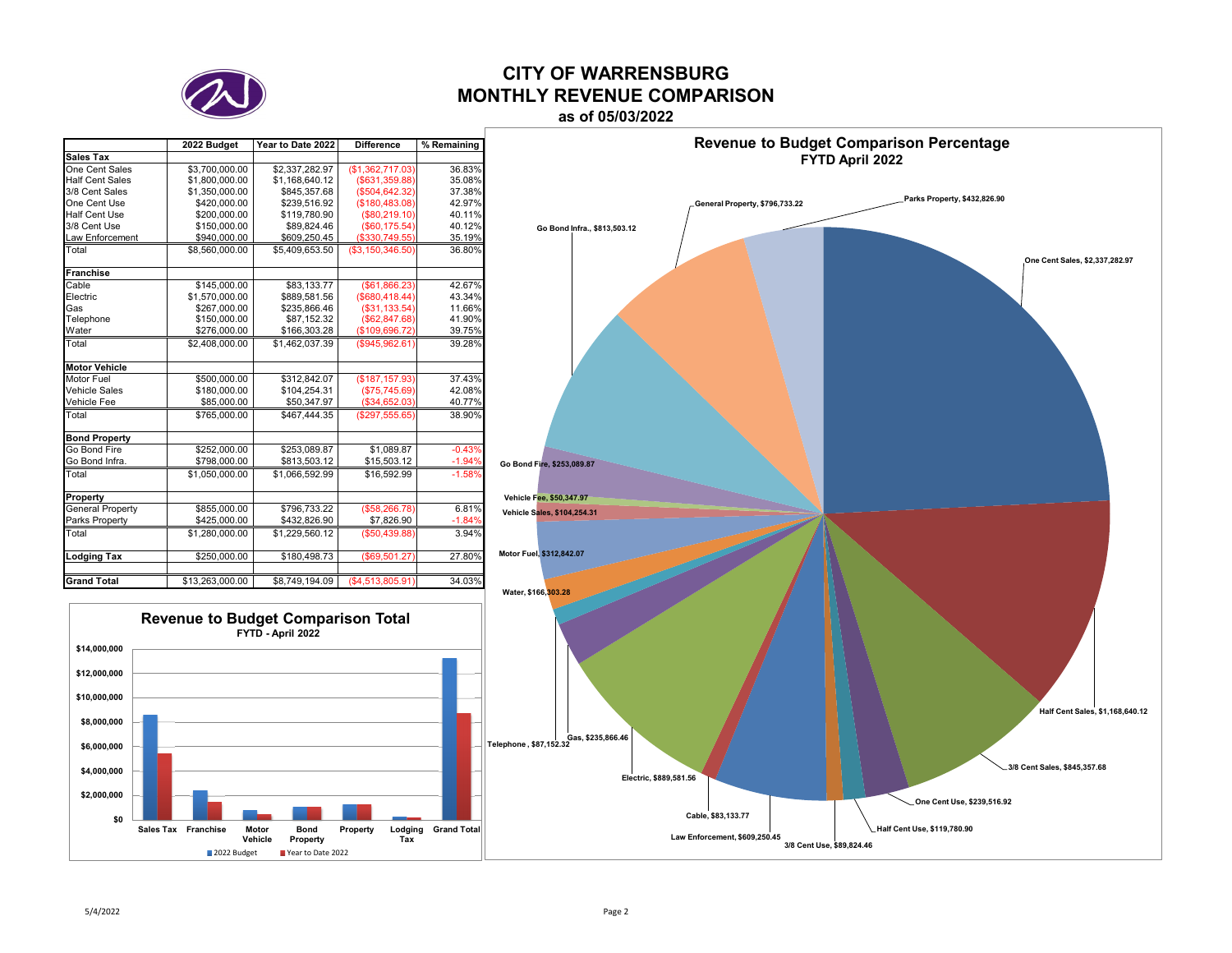# CITY OF WARRENSBURG
## MONTHLY REVENUE COMPARISON
### as of 05/03/2022

| | 2022 Budget | Year to Date 2022 | Difference | % Remaining |
|---|---|---|---|---|
| **Sales Tax** | | | | |
| One Cent Sales | $3,700,000.00 | $2,337,282.97 | ($1,362,717.03) | 36.83% |
| Half Cent Sales | $1,800,000.00 | $1,168,640.12 | ($631,359.88) | 35.08% |
| 3/8 Cent Sales | $1,350,000.00 | $845,357.68 | ($504,642.32) | 37.38% |
| One Cent Use | $420,000.00 | $239,516.92 | ($180,483.08) | 42.97% |
| Half Cent Use | $200,000.00 | $119,780.90 | ($80,219.10) | 40.11% |
| 3/8 Cent Use | $150,000.00 | $89,824.46 | ($60,175.54) | 40.12% |
| Law Enforcement | $940,000.00 | $609,250.45 | ($330,749.55) | 35.19% |
| Total | $8,560,000.00 | $5,409,653.50 | ($3,150,346.50) | 36.80% |
| **Franchise** | | | | |
| Cable | $145,000.00 | $83,133.77 | ($61,866.23) | 42.67% |
| Electric | $1,570,000.00 | $889,581.56 | ($680,418.44) | 43.34% |
| Gas | $267,000.00 | $235,866.46 | ($31,133.54) | 11.66% |
| Telephone | $150,000.00 | $87,152.32 | ($62,847.68) | 41.90% |
| Water | $276,000.00 | $166,303.28 | ($109,696.72) | 39.75% |
| Total | $2,408,000.00 | $1,462,037.39 | ($945,962.61) | 39.28% |
| **Motor Vehicle** | | | | |
| Motor Fuel | $500,000.00 | $312,842.07 | ($187,157.93) | 37.43% |
| Vehicle Sales | $180,000.00 | $104,254.31 | ($75,745.69) | 42.08% |
| Vehicle Fee | $85,000.00 | $50,347.97 | ($34,652.03) | 40.77% |
| Total | $765,000.00 | $467,444.35 | ($297,555.65) | 38.90% |
| **Bond Property** | | | | |
| Go Bond Fire | $252,000.00 | $253,089.87 | $1,089.87 | -0.43% |
| Go Bond Infra. | $798,000.00 | $813,503.12 | $15,503.12 | -1.94% |
| Total | $1,050,000.00 | $1,066,592.99 | $16,592.99 | -1.58% |
| **Property** | | | | |
| General Property | $855,000.00 | $796,733.22 | ($58,266.78) | 6.81% |
| Parks Property | $425,000.00 | $432,826.90 | $7,826.90 | -1.84% |
| Total | $1,280,000.00 | $1,229,560.12 | ($50,439.88) | 3.94% |
| **Lodging Tax** | $250,000.00 | $180,498.73 | ($69,501.27) | 27.80% |
| **Grand Total** | $13,263,000.00 | $8,749,194.09 | ($4,513,805.91) | 34.03% |

**Revenue to Budget Comparison Total**
FYTD - April 2022

**Revenue to Budget Comparison Percentage**
FYTD April 2022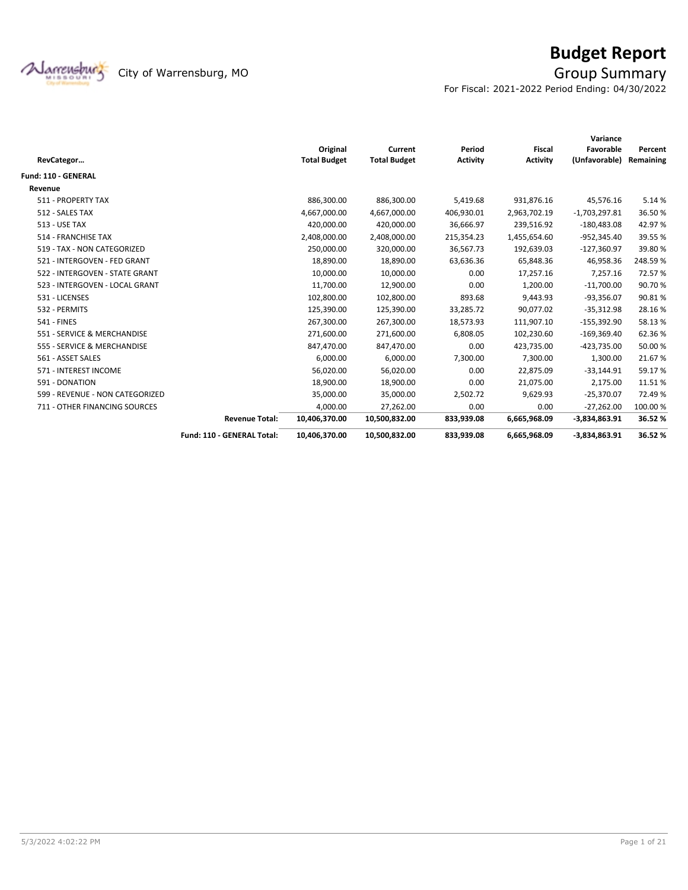# Budget Report

City of Warrensburg, MO

## Group Summary

For Fiscal: 2021-2022 Period Ending: 04/30/2022

| RevCategor… | Original Total Budget | Current Total Budget | Period Activity | Fiscal Activity | Variance Favorable (Unfavorable) | Percent Remaining |
|---|---|---|---|---|---|---|
| **Fund: 110 - GENERAL** | | | | | | |
| **Revenue** | | | | | | |
| 511 - PROPERTY TAX | 886,300.00 | 886,300.00 | 5,419.68 | 931,876.16 | 45,576.16 | 5.14 % |
| 512 - SALES TAX | 4,667,000.00 | 4,667,000.00 | 406,930.01 | 2,963,702.19 | -1,703,297.81 | 36.50 % |
| 513 - USE TAX | 420,000.00 | 420,000.00 | 36,666.97 | 239,516.92 | -180,483.08 | 42.97 % |
| 514 - FRANCHISE TAX | 2,408,000.00 | 2,408,000.00 | 215,354.23 | 1,455,654.60 | -952,345.40 | 39.55 % |
| 519 - TAX - NON CATEGORIZED | 250,000.00 | 320,000.00 | 36,567.73 | 192,639.03 | -127,360.97 | 39.80 % |
| 521 - INTERGOVEN - FED GRANT | 18,890.00 | 18,890.00 | 63,636.36 | 65,848.36 | 46,958.36 | 248.59 % |
| 522 - INTERGOVEN - STATE GRANT | 10,000.00 | 10,000.00 | 0.00 | 17,257.16 | 7,257.16 | 72.57 % |
| 523 - INTERGOVEN - LOCAL GRANT | 11,700.00 | 12,900.00 | 0.00 | 1,200.00 | -11,700.00 | 90.70 % |
| 531 - LICENSES | 102,800.00 | 102,800.00 | 893.68 | 9,443.93 | -93,356.07 | 90.81 % |
| 532 - PERMITS | 125,390.00 | 125,390.00 | 33,285.72 | 90,077.02 | -35,312.98 | 28.16 % |
| 541 - FINES | 267,300.00 | 267,300.00 | 18,573.93 | 111,907.10 | -155,392.90 | 58.13 % |
| 551 - SERVICE & MERCHANDISE | 271,600.00 | 271,600.00 | 6,808.05 | 102,230.60 | -169,369.40 | 62.36 % |
| 555 - SERVICE & MERCHANDISE | 847,470.00 | 847,470.00 | 0.00 | 423,735.00 | -423,735.00 | 50.00 % |
| 561 - ASSET SALES | 6,000.00 | 6,000.00 | 7,300.00 | 7,300.00 | 1,300.00 | 21.67 % |
| 571 - INTEREST INCOME | 56,020.00 | 56,020.00 | 0.00 | 22,875.09 | -33,144.91 | 59.17 % |
| 591 - DONATION | 18,900.00 | 18,900.00 | 0.00 | 21,075.00 | 2,175.00 | 11.51 % |
| 599 - REVENUE - NON CATEGORIZED | 35,000.00 | 35,000.00 | 2,502.72 | 9,629.93 | -25,370.07 | 72.49 % |
| 711 - OTHER FINANCING SOURCES | 4,000.00 | 27,262.00 | 0.00 | 0.00 | -27,262.00 | 100.00 % |
| **Revenue Total:** | **10,406,370.00** | **10,500,832.00** | **833,939.08** | **6,665,968.09** | **-3,834,863.91** | **36.52 %** |
| **Fund: 110 - GENERAL Total:** | **10,406,370.00** | **10,500,832.00** | **833,939.08** | **6,665,968.09** | **-3,834,863.91** | **36.52 %** |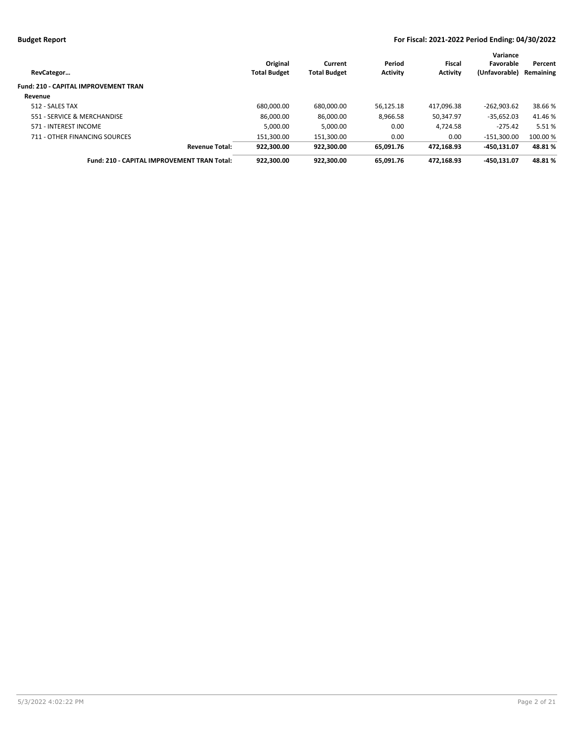| RevCategor… | Original Total Budget | Current Total Budget | Period Activity | Fiscal Activity | Variance Favorable (Unfavorable) | Percent Remaining |
|---|---|---|---|---|---|---|
| **Fund: 210 - CAPITAL IMPROVEMENT TRAN** | | | | | | |
| **Revenue** | | | | | | |
| 512 - SALES TAX | 680,000.00 | 680,000.00 | 56,125.18 | 417,096.38 | -262,903.62 | 38.66 % |
| 551 - SERVICE & MERCHANDISE | 86,000.00 | 86,000.00 | 8,966.58 | 50,347.97 | -35,652.03 | 41.46 % |
| 571 - INTEREST INCOME | 5,000.00 | 5,000.00 | 0.00 | 4,724.58 | -275.42 | 5.51 % |
| 711 - OTHER FINANCING SOURCES | 151,300.00 | 151,300.00 | 0.00 | 0.00 | -151,300.00 | 100.00 % |
| **Revenue Total:** | **922,300.00** | **922,300.00** | **65,091.76** | **472,168.93** | **-450,131.07** | **48.81 %** |
| **Fund: 210 - CAPITAL IMPROVEMENT TRAN Total:** | **922,300.00** | **922,300.00** | **65,091.76** | **472,168.93** | **-450,131.07** | **48.81 %** |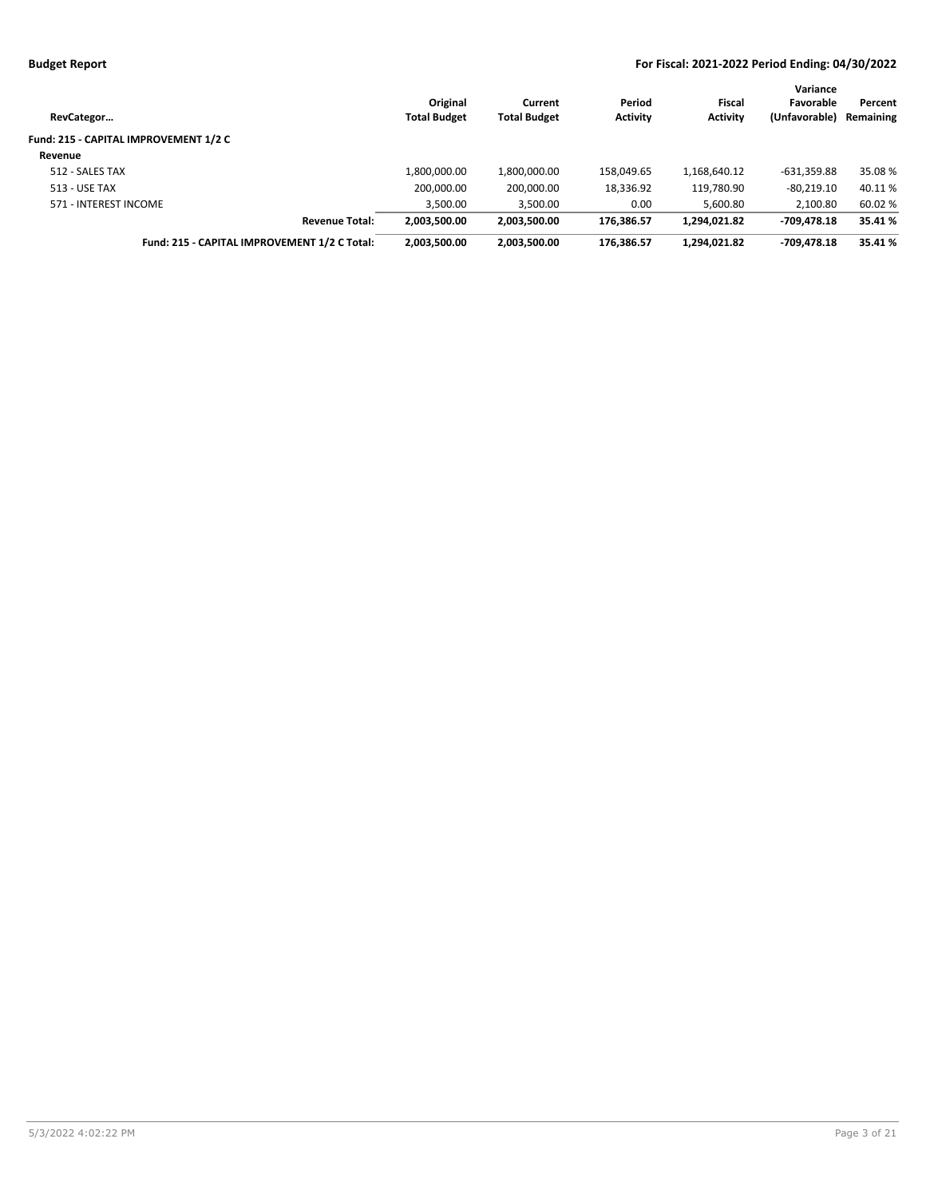**Budget Report** **For Fiscal: 2021-2022 Period Ending: 04/30/2022**

| RevCategor… | Original Total Budget | Current Total Budget | Period Activity | Fiscal Activity | Variance Favorable (Unfavorable) | Percent Remaining |
|---|---|---|---|---|---|---|
| **Fund: 215 - CAPITAL IMPROVEMENT 1/2 C** | | | | | | |
| **Revenue** | | | | | | |
| 512 - SALES TAX | 1,800,000.00 | 1,800,000.00 | 158,049.65 | 1,168,640.12 | -631,359.88 | 35.08 % |
| 513 - USE TAX | 200,000.00 | 200,000.00 | 18,336.92 | 119,780.90 | -80,219.10 | 40.11 % |
| 571 - INTEREST INCOME | 3,500.00 | 3,500.00 | 0.00 | 5,600.80 | 2,100.80 | 60.02 % |
| **Revenue Total:** | **2,003,500.00** | **2,003,500.00** | **176,386.57** | **1,294,021.82** | **-709,478.18** | **35.41 %** |
| **Fund: 215 - CAPITAL IMPROVEMENT 1/2 C Total:** | **2,003,500.00** | **2,003,500.00** | **176,386.57** | **1,294,021.82** | **-709,478.18** | **35.41 %** |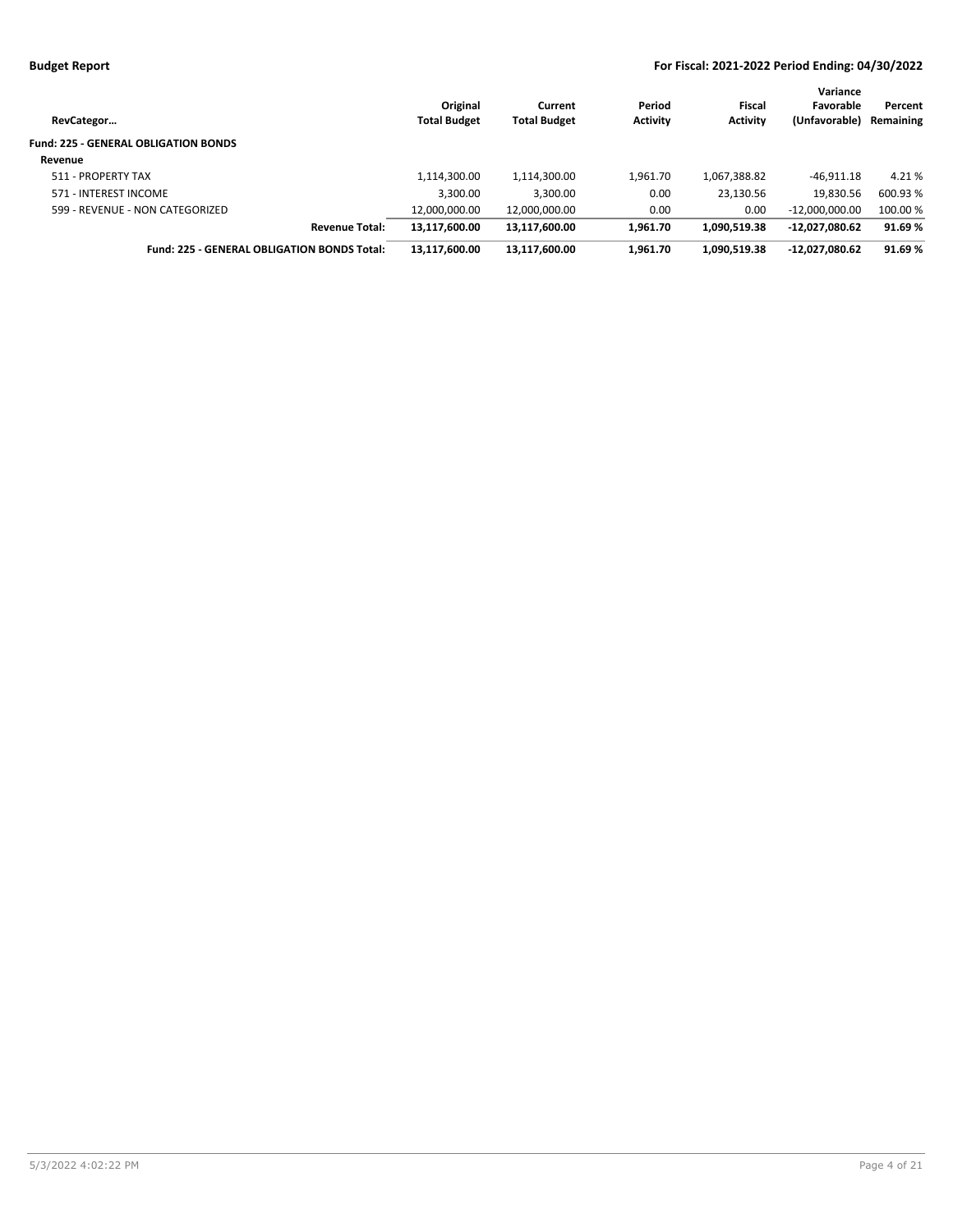**Budget Report** **For Fiscal: 2021-2022 Period Ending: 04/30/2022**

| RevCategor… | Original Total Budget | Current Total Budget | Period Activity | Fiscal Activity | Variance Favorable (Unfavorable) | Percent Remaining |
|---|---|---|---|---|---|---|
| **Fund: 225 - GENERAL OBLIGATION BONDS** | | | | | | |
| **Revenue** | | | | | | |
| 511 - PROPERTY TAX | 1,114,300.00 | 1,114,300.00 | 1,961.70 | 1,067,388.82 | -46,911.18 | 4.21 % |
| 571 - INTEREST INCOME | 3,300.00 | 3,300.00 | 0.00 | 23,130.56 | 19,830.56 | 600.93 % |
| 599 - REVENUE - NON CATEGORIZED | 12,000,000.00 | 12,000,000.00 | 0.00 | 0.00 | -12,000,000.00 | 100.00 % |
| **Revenue Total:** | **13,117,600.00** | **13,117,600.00** | **1,961.70** | **1,090,519.38** | **-12,027,080.62** | **91.69 %** |
| **Fund: 225 - GENERAL OBLIGATION BONDS Total:** | **13,117,600.00** | **13,117,600.00** | **1,961.70** | **1,090,519.38** | **-12,027,080.62** | **91.69 %** |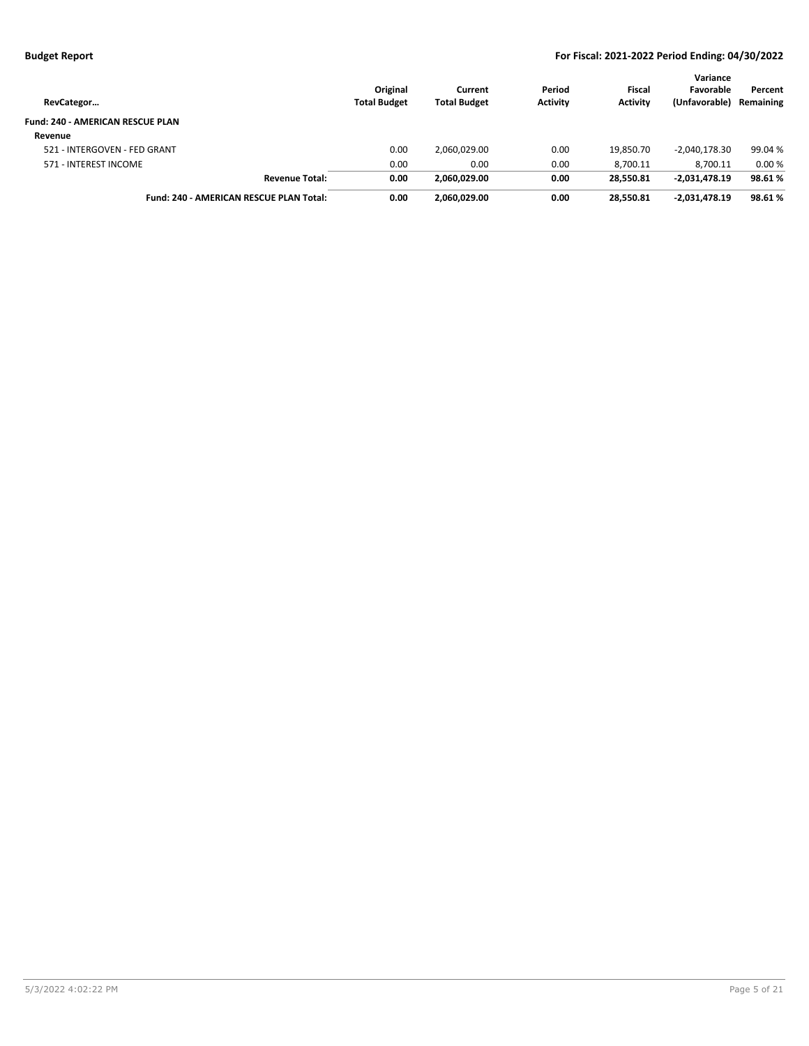**Budget Report** — **For Fiscal: 2021-2022 Period Ending: 04/30/2022**

| RevCategor… | Original Total Budget | Current Total Budget | Period Activity | Fiscal Activity | Variance Favorable (Unfavorable) | Percent Remaining |
|---|---|---|---|---|---|---|
| **Fund: 240 - AMERICAN RESCUE PLAN** | | | | | | |
| **Revenue** | | | | | | |
| 521 - INTERGOVEN - FED GRANT | 0.00 | 2,060,029.00 | 0.00 | 19,850.70 | -2,040,178.30 | 99.04 % |
| 571 - INTEREST INCOME | 0.00 | 0.00 | 0.00 | 8,700.11 | 8,700.11 | 0.00 % |
| **Revenue Total:** | **0.00** | **2,060,029.00** | **0.00** | **28,550.81** | **-2,031,478.19** | **98.61 %** |
| **Fund: 240 - AMERICAN RESCUE PLAN Total:** | **0.00** | **2,060,029.00** | **0.00** | **28,550.81** | **-2,031,478.19** | **98.61 %** |

5/3/2022 4:02:22 PM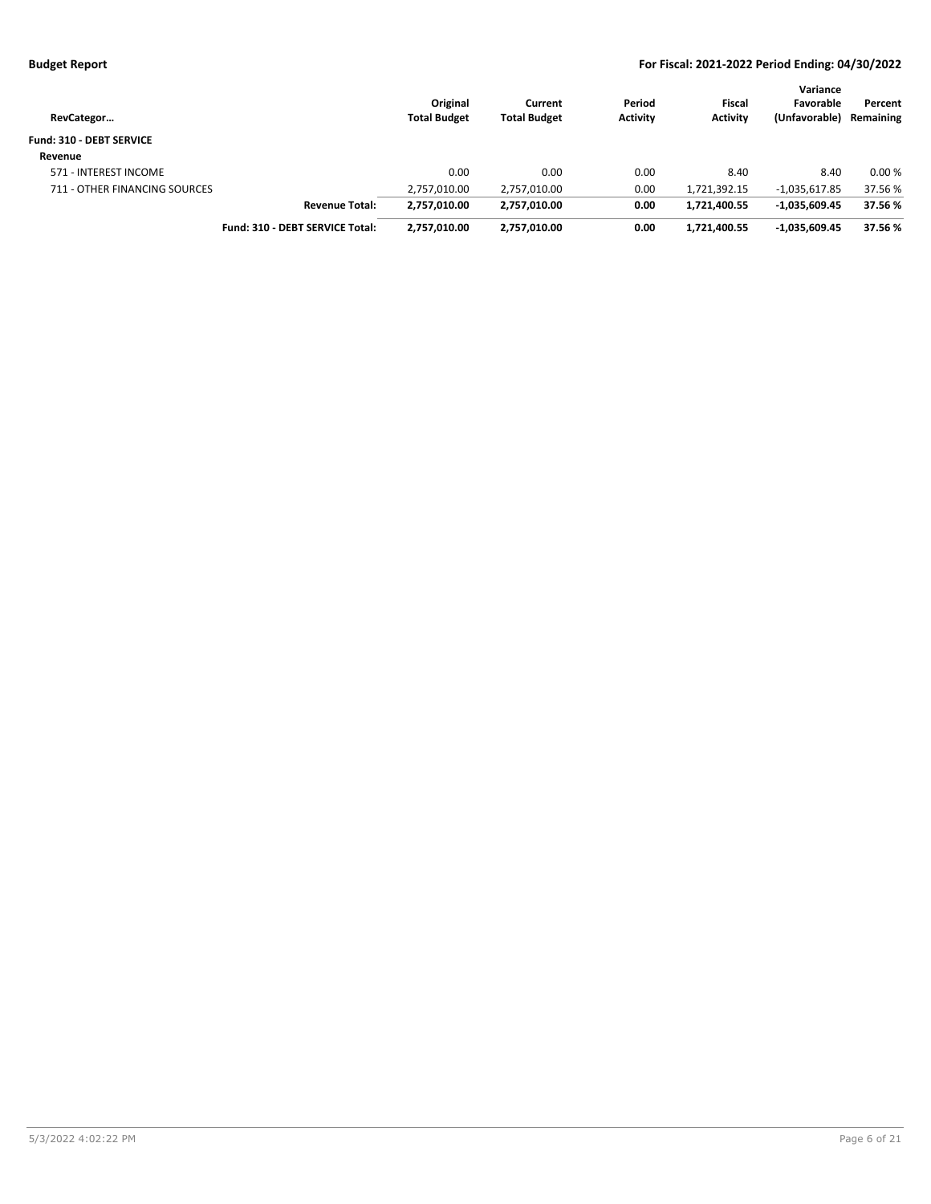**Budget Report** **For Fiscal: 2021-2022 Period Ending: 04/30/2022**

| RevCategor… | Original Total Budget | Current Total Budget | Period Activity | Fiscal Activity | Variance Favorable (Unfavorable) | Percent Remaining |
|---|---|---|---|---|---|---|
| **Fund: 310 - DEBT SERVICE** | | | | | | |
| **Revenue** | | | | | | |
| 571 - INTEREST INCOME | 0.00 | 0.00 | 0.00 | 8.40 | 8.40 | 0.00 % |
| 711 - OTHER FINANCING SOURCES | 2,757,010.00 | 2,757,010.00 | 0.00 | 1,721,392.15 | -1,035,617.85 | 37.56 % |
| **Revenue Total:** | **2,757,010.00** | **2,757,010.00** | **0.00** | **1,721,400.55** | **-1,035,609.45** | **37.56 %** |
| **Fund: 310 - DEBT SERVICE Total:** | **2,757,010.00** | **2,757,010.00** | **0.00** | **1,721,400.55** | **-1,035,609.45** | **37.56 %** |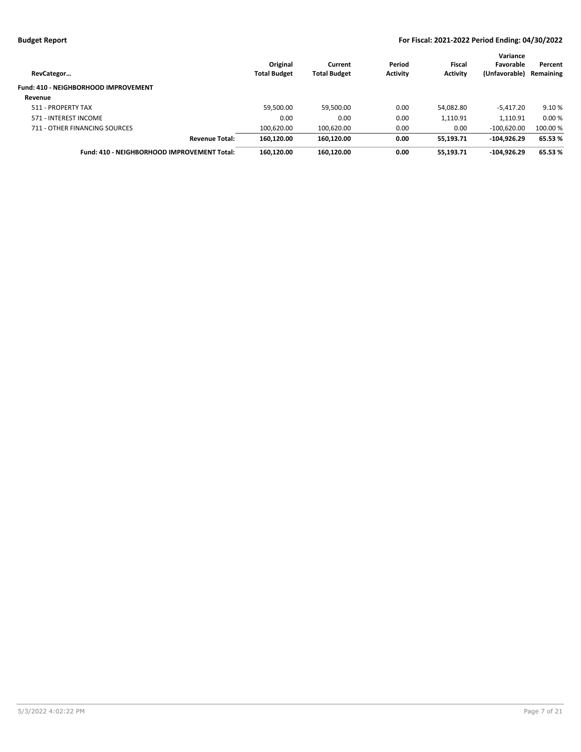| RevCategor… | Original Total Budget | Current Total Budget | Period Activity | Fiscal Activity | Variance Favorable (Unfavorable) | Percent Remaining |
|---|---|---|---|---|---|---|
| **Fund: 410 - NEIGHBORHOOD IMPROVEMENT** | | | | | | |
| **Revenue** | | | | | | |
| 511 - PROPERTY TAX | 59,500.00 | 59,500.00 | 0.00 | 54,082.80 | -5,417.20 | 9.10 % |
| 571 - INTEREST INCOME | 0.00 | 0.00 | 0.00 | 1,110.91 | 1,110.91 | 0.00 % |
| 711 - OTHER FINANCING SOURCES | 100,620.00 | 100,620.00 | 0.00 | 0.00 | -100,620.00 | 100.00 % |
| **Revenue Total:** | **160,120.00** | **160,120.00** | **0.00** | **55,193.71** | **-104,926.29** | **65.53 %** |
| **Fund: 410 - NEIGHBORHOOD IMPROVEMENT Total:** | **160,120.00** | **160,120.00** | **0.00** | **55,193.71** | **-104,926.29** | **65.53 %** |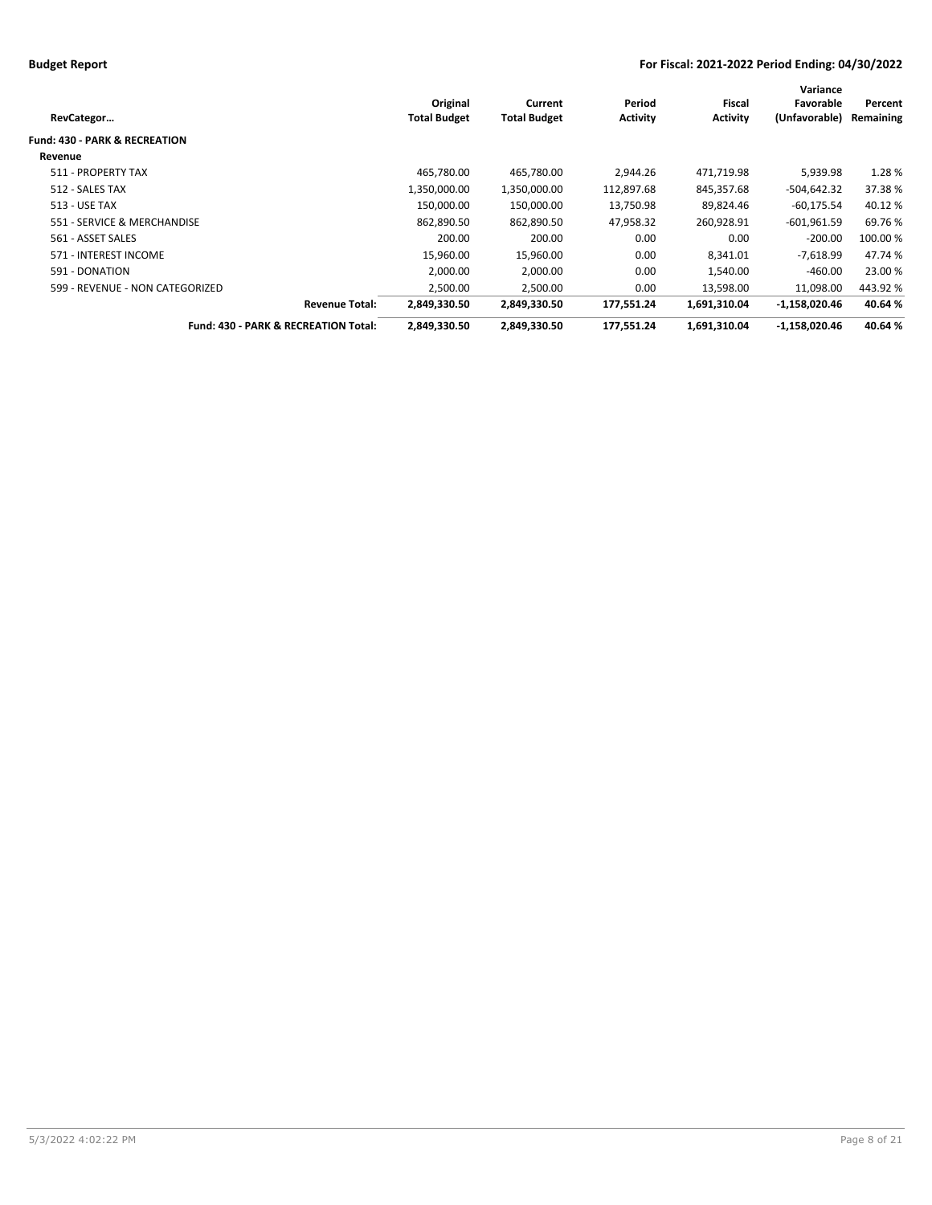**Budget Report**

**For Fiscal: 2021-2022 Period Ending: 04/30/2022**

| RevCategor… | Original Total Budget | Current Total Budget | Period Activity | Fiscal Activity | Variance Favorable (Unfavorable) | Percent Remaining |
|---|---|---|---|---|---|---|
| **Fund: 430 - PARK & RECREATION** | | | | | | |
| **Revenue** | | | | | | |
| 511 - PROPERTY TAX | 465,780.00 | 465,780.00 | 2,944.26 | 471,719.98 | 5,939.98 | 1.28 % |
| 512 - SALES TAX | 1,350,000.00 | 1,350,000.00 | 112,897.68 | 845,357.68 | -504,642.32 | 37.38 % |
| 513 - USE TAX | 150,000.00 | 150,000.00 | 13,750.98 | 89,824.46 | -60,175.54 | 40.12 % |
| 551 - SERVICE & MERCHANDISE | 862,890.50 | 862,890.50 | 47,958.32 | 260,928.91 | -601,961.59 | 69.76 % |
| 561 - ASSET SALES | 200.00 | 200.00 | 0.00 | 0.00 | -200.00 | 100.00 % |
| 571 - INTEREST INCOME | 15,960.00 | 15,960.00 | 0.00 | 8,341.01 | -7,618.99 | 47.74 % |
| 591 - DONATION | 2,000.00 | 2,000.00 | 0.00 | 1,540.00 | -460.00 | 23.00 % |
| 599 - REVENUE - NON CATEGORIZED | 2,500.00 | 2,500.00 | 0.00 | 13,598.00 | 11,098.00 | 443.92 % |
| **Revenue Total:** | **2,849,330.50** | **2,849,330.50** | **177,551.24** | **1,691,310.04** | **-1,158,020.46** | **40.64 %** |
| **Fund: 430 - PARK & RECREATION Total:** | **2,849,330.50** | **2,849,330.50** | **177,551.24** | **1,691,310.04** | **-1,158,020.46** | **40.64 %** |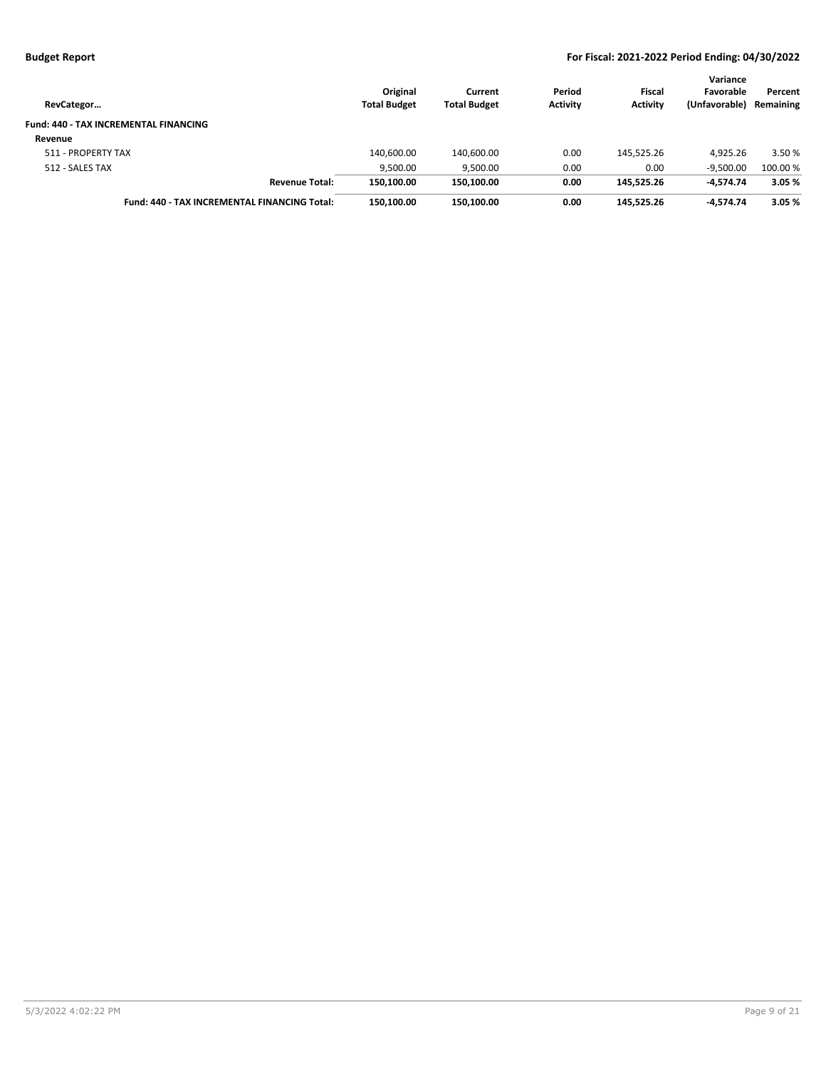**Budget Report** — **For Fiscal: 2021-2022 Period Ending: 04/30/2022**

| RevCategor… | Original Total Budget | Current Total Budget | Period Activity | Fiscal Activity | Variance Favorable (Unfavorable) | Percent Remaining |
|---|---|---|---|---|---|---|
| **Fund: 440 - TAX INCREMENTAL FINANCING** | | | | | | |
| **Revenue** | | | | | | |
| 511 - PROPERTY TAX | 140,600.00 | 140,600.00 | 0.00 | 145,525.26 | 4,925.26 | 3.50 % |
| 512 - SALES TAX | 9,500.00 | 9,500.00 | 0.00 | 0.00 | -9,500.00 | 100.00 % |
| **Revenue Total:** | **150,100.00** | **150,100.00** | **0.00** | **145,525.26** | **-4,574.74** | **3.05 %** |
| **Fund: 440 - TAX INCREMENTAL FINANCING Total:** | **150,100.00** | **150,100.00** | **0.00** | **145,525.26** | **-4,574.74** | **3.05 %** |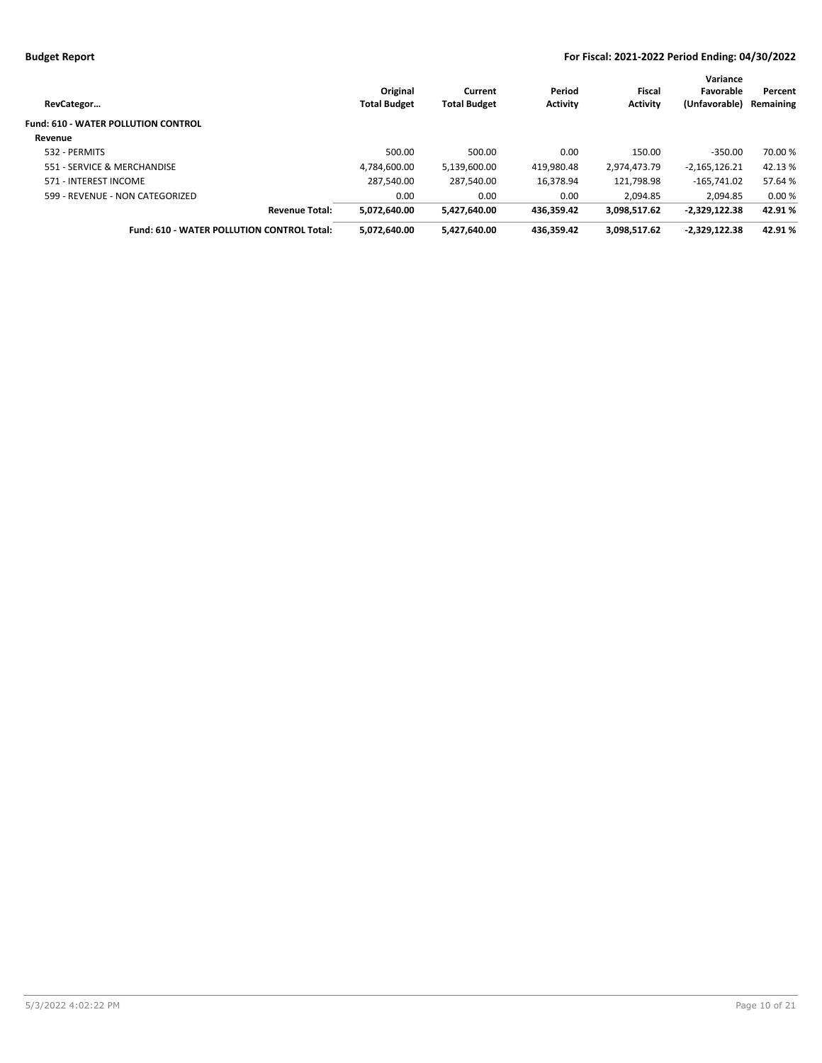| RevCategor… | Original Total Budget | Current Total Budget | Period Activity | Fiscal Activity | Variance Favorable (Unfavorable) | Percent Remaining |
|---|---|---|---|---|---|---|
| **Fund: 610 - WATER POLLUTION CONTROL** | | | | | | |
| **Revenue** | | | | | | |
| 532 - PERMITS | 500.00 | 500.00 | 0.00 | 150.00 | -350.00 | 70.00 % |
| 551 - SERVICE & MERCHANDISE | 4,784,600.00 | 5,139,600.00 | 419,980.48 | 2,974,473.79 | -2,165,126.21 | 42.13 % |
| 571 - INTEREST INCOME | 287,540.00 | 287,540.00 | 16,378.94 | 121,798.98 | -165,741.02 | 57.64 % |
| 599 - REVENUE - NON CATEGORIZED | 0.00 | 0.00 | 0.00 | 2,094.85 | 2,094.85 | 0.00 % |
| **Revenue Total:** | **5,072,640.00** | **5,427,640.00** | **436,359.42** | **3,098,517.62** | **-2,329,122.38** | **42.91 %** |
| **Fund: 610 - WATER POLLUTION CONTROL Total:** | **5,072,640.00** | **5,427,640.00** | **436,359.42** | **3,098,517.62** | **-2,329,122.38** | **42.91 %** |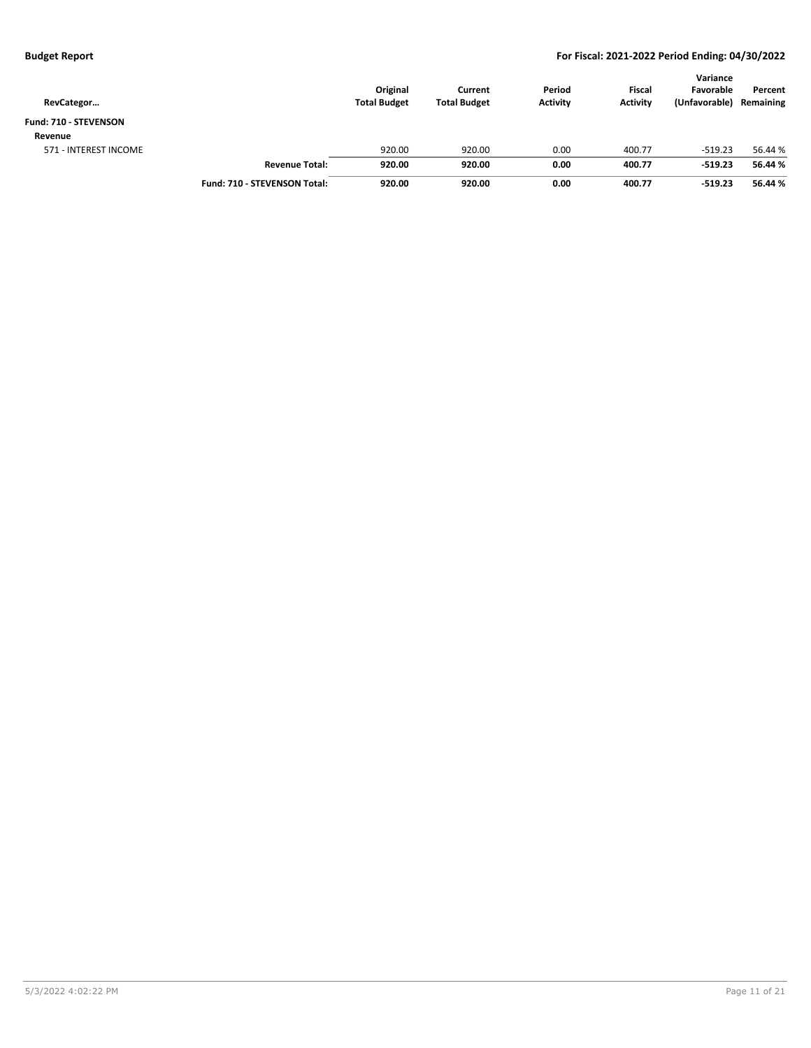| RevCategor… | | Original Total Budget | Current Total Budget | Period Activity | Fiscal Activity | Variance Favorable (Unfavorable) | Percent Remaining |
|---|---|---|---|---|---|---|---|
| **Fund: 710 - STEVENSON** | | | | | | | |
| **Revenue** | | | | | | | |
| 571 - INTEREST INCOME | | 920.00 | 920.00 | 0.00 | 400.77 | -519.23 | 56.44 % |
| | **Revenue Total:** | **920.00** | **920.00** | **0.00** | **400.77** | **-519.23** | **56.44 %** |
| | **Fund: 710 - STEVENSON Total:** | **920.00** | **920.00** | **0.00** | **400.77** | **-519.23** | **56.44 %** |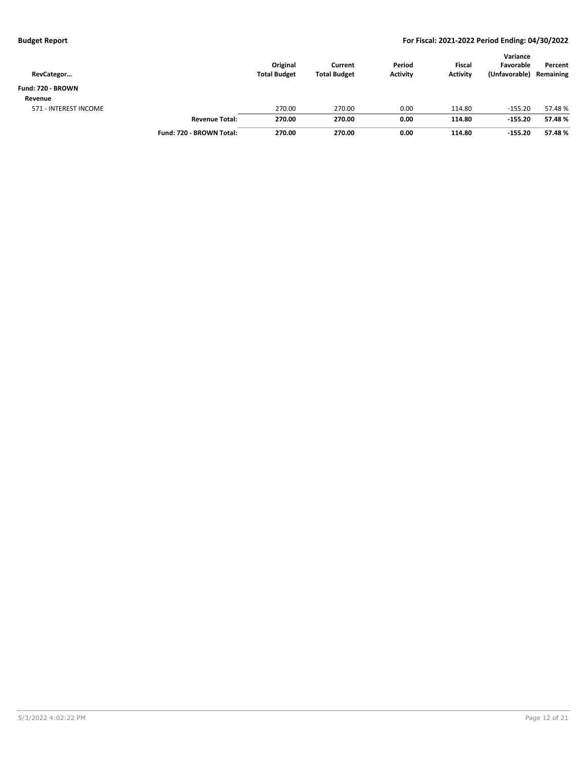**Budget Report** | **For Fiscal: 2021-2022 Period Ending: 04/30/2022**

| RevCategor… | | Original Total Budget | Current Total Budget | Period Activity | Fiscal Activity | Variance Favorable (Unfavorable) | Percent Remaining |
|---|---|---|---|---|---|---|---|
| **Fund: 720 - BROWN** | | | | | | | |
| **Revenue** | | | | | | | |
| 571 - INTEREST INCOME | | 270.00 | 270.00 | 0.00 | 114.80 | -155.20 | 57.48 % |
| | **Revenue Total:** | **270.00** | **270.00** | **0.00** | **114.80** | **-155.20** | **57.48 %** |
| | **Fund: 720 - BROWN Total:** | **270.00** | **270.00** | **0.00** | **114.80** | **-155.20** | **57.48 %** |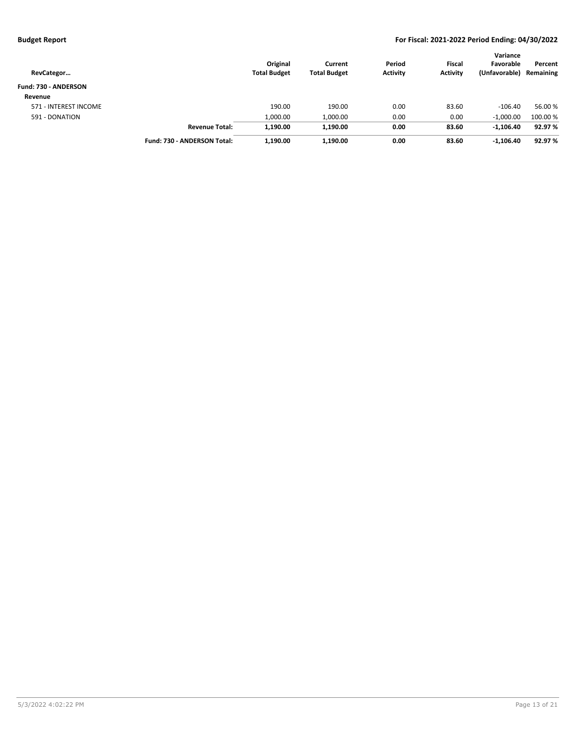| RevCategor… | | Original Total Budget | Current Total Budget | Period Activity | Fiscal Activity | Variance Favorable (Unfavorable) | Percent Remaining |
|---|---|---|---|---|---|---|---|
| **Fund: 730 - ANDERSON** | | | | | | | |
| **Revenue** | | | | | | | |
| 571 - INTEREST INCOME | | 190.00 | 190.00 | 0.00 | 83.60 | -106.40 | 56.00 % |
| 591 - DONATION | | 1,000.00 | 1,000.00 | 0.00 | 0.00 | -1,000.00 | 100.00 % |
| | **Revenue Total:** | **1,190.00** | **1,190.00** | **0.00** | **83.60** | **-1,106.40** | **92.97 %** |
| | **Fund: 730 - ANDERSON Total:** | **1,190.00** | **1,190.00** | **0.00** | **83.60** | **-1,106.40** | **92.97 %** |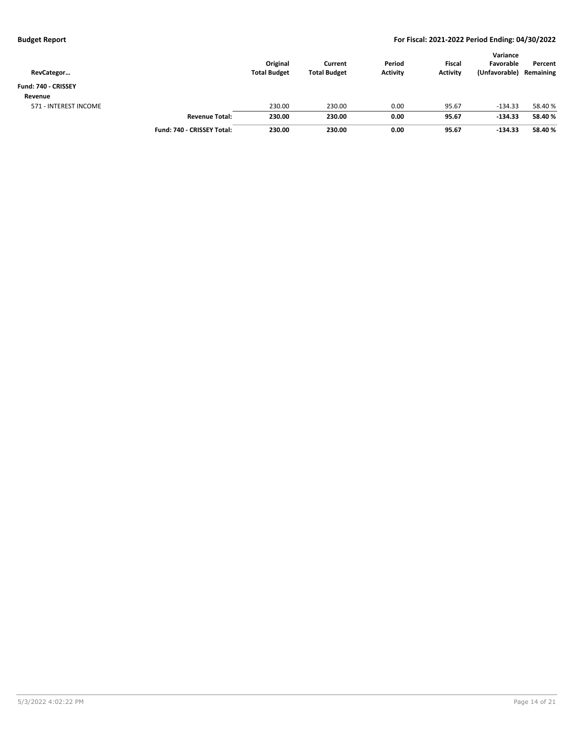| RevCategor… | | Original Total Budget | Current Total Budget | Period Activity | Fiscal Activity | Variance Favorable (Unfavorable) | Percent Remaining |
|---|---|---|---|---|---|---|---|
| **Fund: 740 - CRISSEY** | | | | | | | |
| **Revenue** | | | | | | | |
| 571 - INTEREST INCOME | | 230.00 | 230.00 | 0.00 | 95.67 | -134.33 | 58.40 % |
| | **Revenue Total:** | **230.00** | **230.00** | **0.00** | **95.67** | **-134.33** | **58.40 %** |
| | **Fund: 740 - CRISSEY Total:** | **230.00** | **230.00** | **0.00** | **95.67** | **-134.33** | **58.40 %** |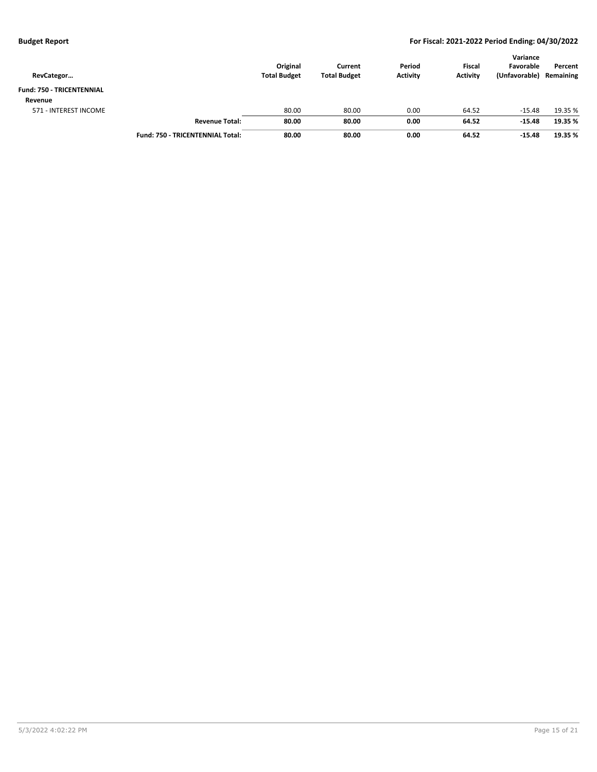| RevCategor… | | Original Total Budget | Current Total Budget | Period Activity | Fiscal Activity | Variance Favorable (Unfavorable) | Percent Remaining |
|---|---|---|---|---|---|---|---|
| **Fund: 750 - TRICENTENNIAL** | | | | | | | |
| **Revenue** | | | | | | | |
| 571 - INTEREST INCOME | | 80.00 | 80.00 | 0.00 | 64.52 | -15.48 | 19.35 % |
| | **Revenue Total:** | **80.00** | **80.00** | **0.00** | **64.52** | **-15.48** | **19.35 %** |
| | **Fund: 750 - TRICENTENNIAL Total:** | **80.00** | **80.00** | **0.00** | **64.52** | **-15.48** | **19.35 %** |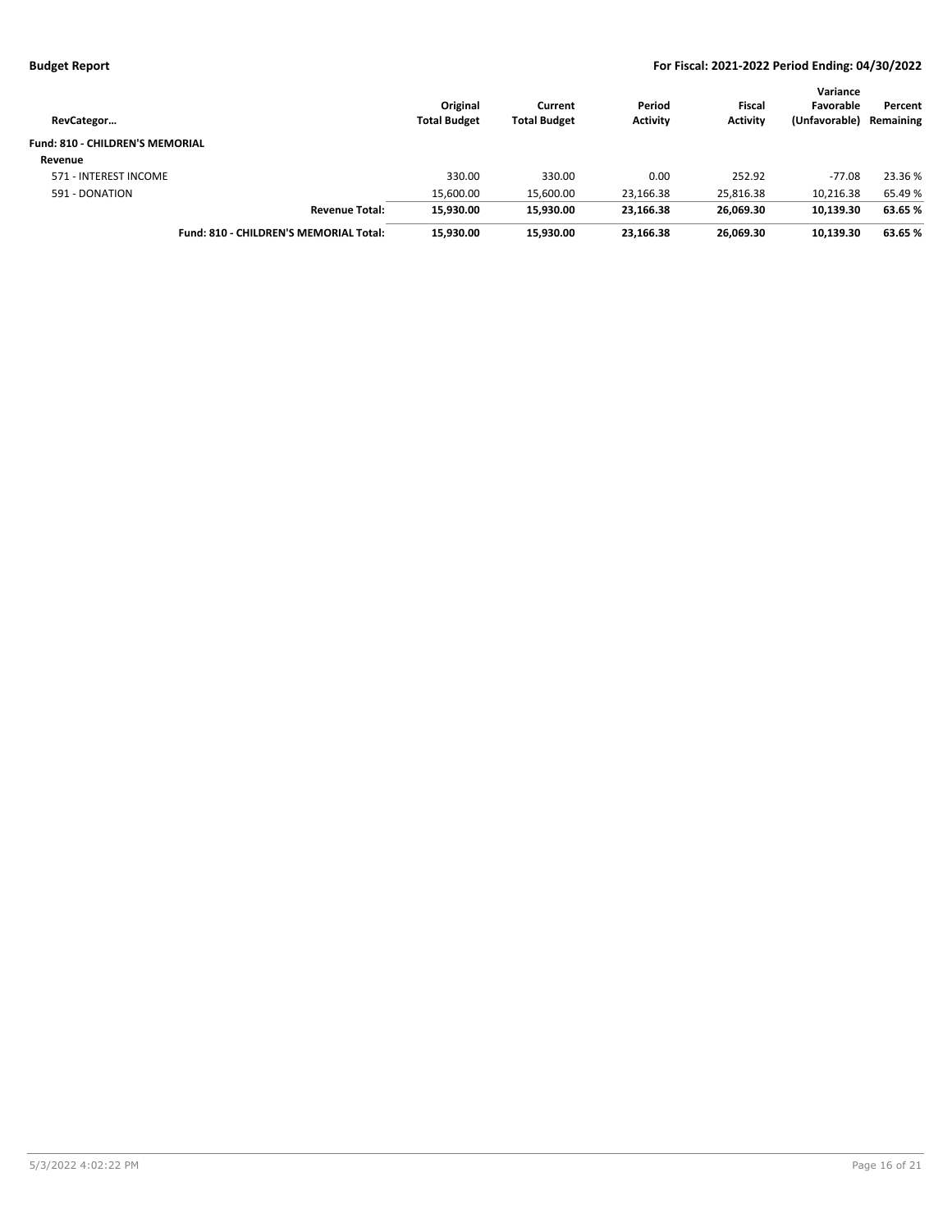| RevCategor… | Original Total Budget | Current Total Budget | Period Activity | Fiscal Activity | Variance Favorable (Unfavorable) | Percent Remaining |
|---|---|---|---|---|---|---|
| **Fund: 810 - CHILDREN'S MEMORIAL** | | | | | | |
| **Revenue** | | | | | | |
| 571 - INTEREST INCOME | 330.00 | 330.00 | 0.00 | 252.92 | -77.08 | 23.36 % |
| 591 - DONATION | 15,600.00 | 15,600.00 | 23,166.38 | 25,816.38 | 10,216.38 | 65.49 % |
| **Revenue Total:** | **15,930.00** | **15,930.00** | **23,166.38** | **26,069.30** | **10,139.30** | **63.65 %** |
| **Fund: 810 - CHILDREN'S MEMORIAL Total:** | **15,930.00** | **15,930.00** | **23,166.38** | **26,069.30** | **10,139.30** | **63.65 %** |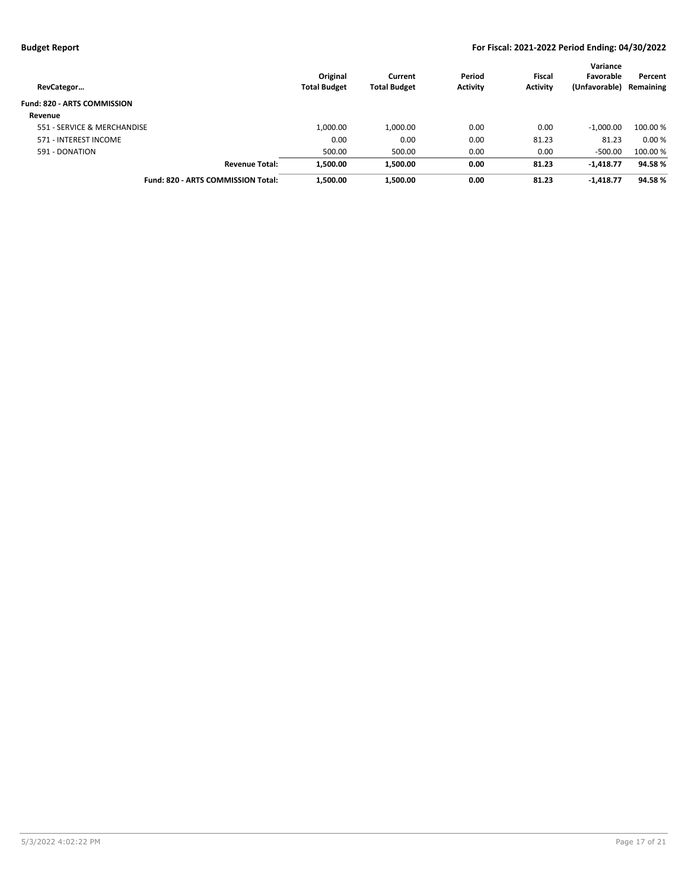| RevCategor… | Original Total Budget | Current Total Budget | Period Activity | Fiscal Activity | Variance Favorable (Unfavorable) | Percent Remaining |
|---|---|---|---|---|---|---|
| **Fund: 820 - ARTS COMMISSION** | | | | | | |
| **Revenue** | | | | | | |
| 551 - SERVICE & MERCHANDISE | 1,000.00 | 1,000.00 | 0.00 | 0.00 | -1,000.00 | 100.00 % |
| 571 - INTEREST INCOME | 0.00 | 0.00 | 0.00 | 81.23 | 81.23 | 0.00 % |
| 591 - DONATION | 500.00 | 500.00 | 0.00 | 0.00 | -500.00 | 100.00 % |
| **Revenue Total:** | **1,500.00** | **1,500.00** | **0.00** | **81.23** | **-1,418.77** | **94.58 %** |
| **Fund: 820 - ARTS COMMISSION Total:** | **1,500.00** | **1,500.00** | **0.00** | **81.23** | **-1,418.77** | **94.58 %** |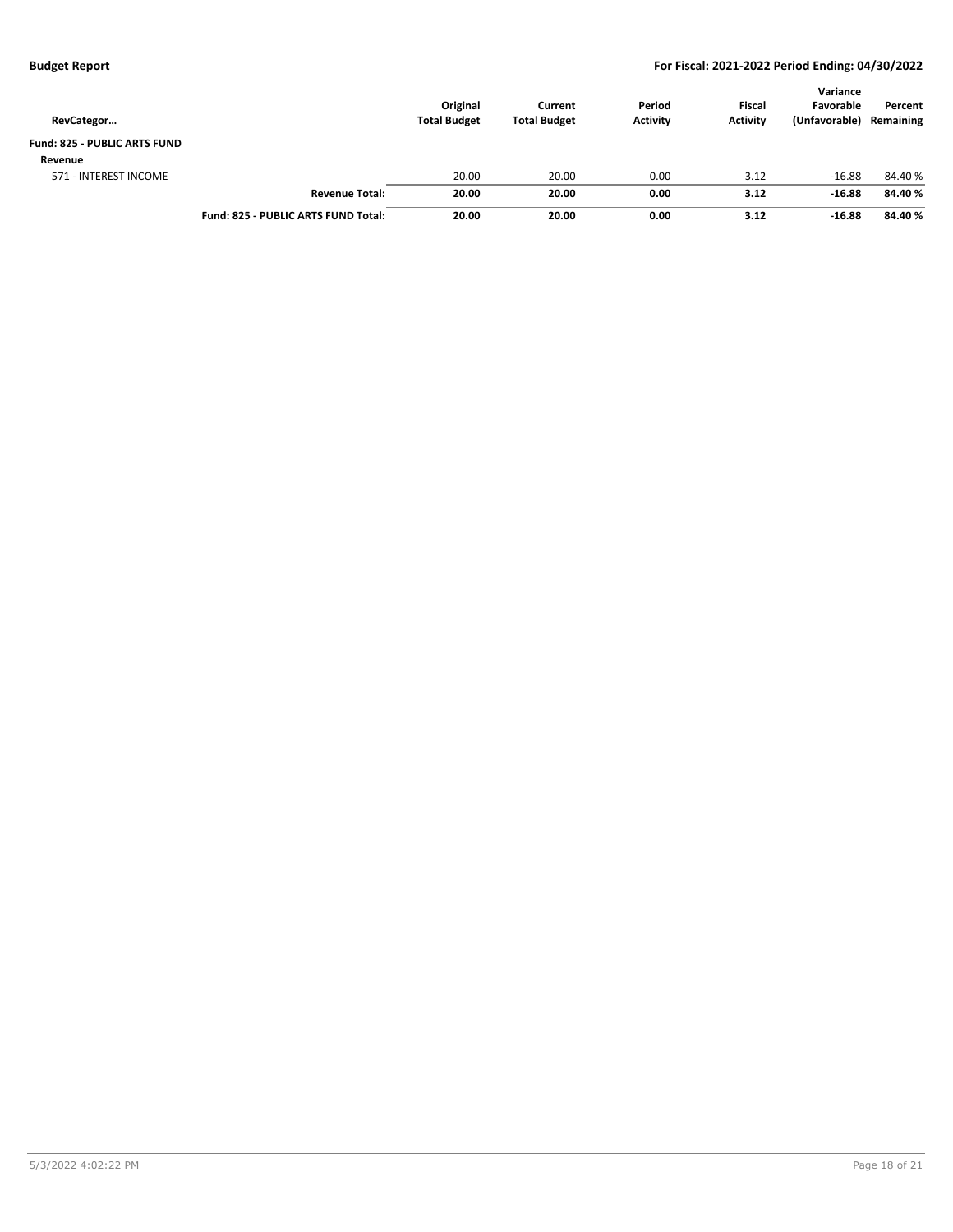| RevCategor… | | Original Total Budget | Current Total Budget | Period Activity | Fiscal Activity | Variance Favorable (Unfavorable) | Percent Remaining |
|---|---|---|---|---|---|---|---|
| **Fund: 825 - PUBLIC ARTS FUND** | | | | | | | |
| **Revenue** | | | | | | | |
| 571 - INTEREST INCOME | | 20.00 | 20.00 | 0.00 | 3.12 | -16.88 | 84.40 % |
| | **Revenue Total:** | **20.00** | **20.00** | **0.00** | **3.12** | **-16.88** | **84.40 %** |
| | **Fund: 825 - PUBLIC ARTS FUND Total:** | **20.00** | **20.00** | **0.00** | **3.12** | **-16.88** | **84.40 %** |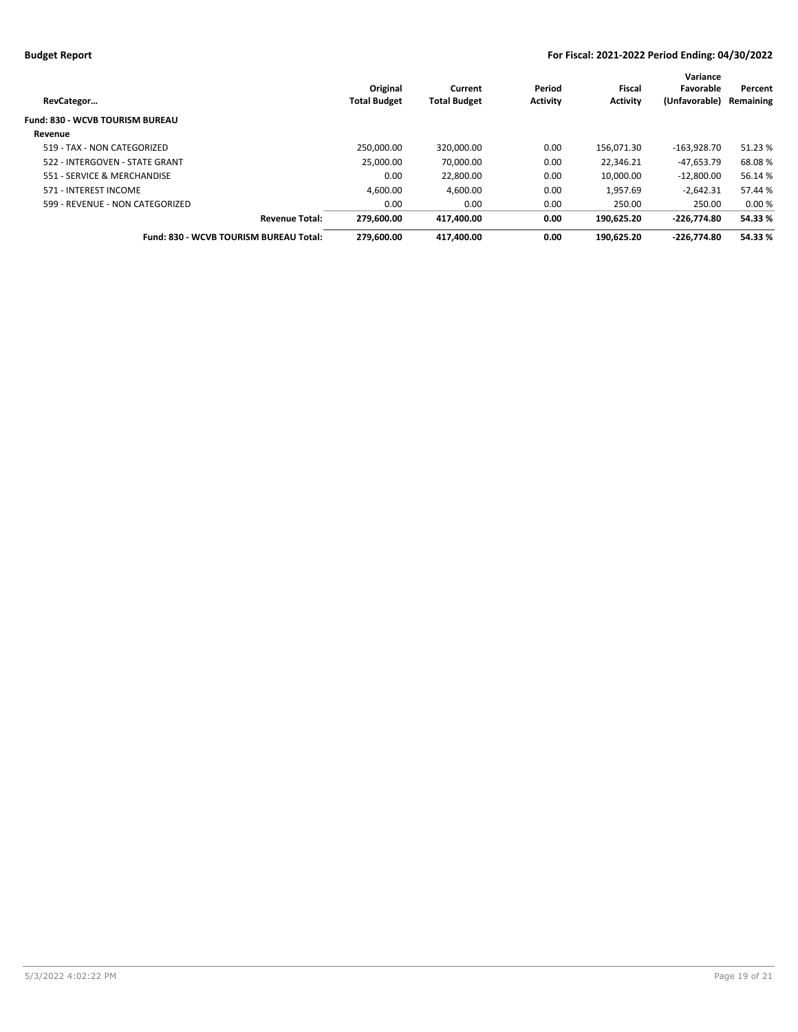| RevCategor… | Original Total Budget | Current Total Budget | Period Activity | Fiscal Activity | Variance Favorable (Unfavorable) | Percent Remaining |
|---|---|---|---|---|---|---|
| **Fund: 830 - WCVB TOURISM BUREAU** | | | | | | |
| **Revenue** | | | | | | |
| 519 - TAX - NON CATEGORIZED | 250,000.00 | 320,000.00 | 0.00 | 156,071.30 | -163,928.70 | 51.23 % |
| 522 - INTERGOVEN - STATE GRANT | 25,000.00 | 70,000.00 | 0.00 | 22,346.21 | -47,653.79 | 68.08 % |
| 551 - SERVICE & MERCHANDISE | 0.00 | 22,800.00 | 0.00 | 10,000.00 | -12,800.00 | 56.14 % |
| 571 - INTEREST INCOME | 4,600.00 | 4,600.00 | 0.00 | 1,957.69 | -2,642.31 | 57.44 % |
| 599 - REVENUE - NON CATEGORIZED | 0.00 | 0.00 | 0.00 | 250.00 | 250.00 | 0.00 % |
| **Revenue Total:** | **279,600.00** | **417,400.00** | **0.00** | **190,625.20** | **-226,774.80** | **54.33 %** |
| **Fund: 830 - WCVB TOURISM BUREAU Total:** | **279,600.00** | **417,400.00** | **0.00** | **190,625.20** | **-226,774.80** | **54.33 %** |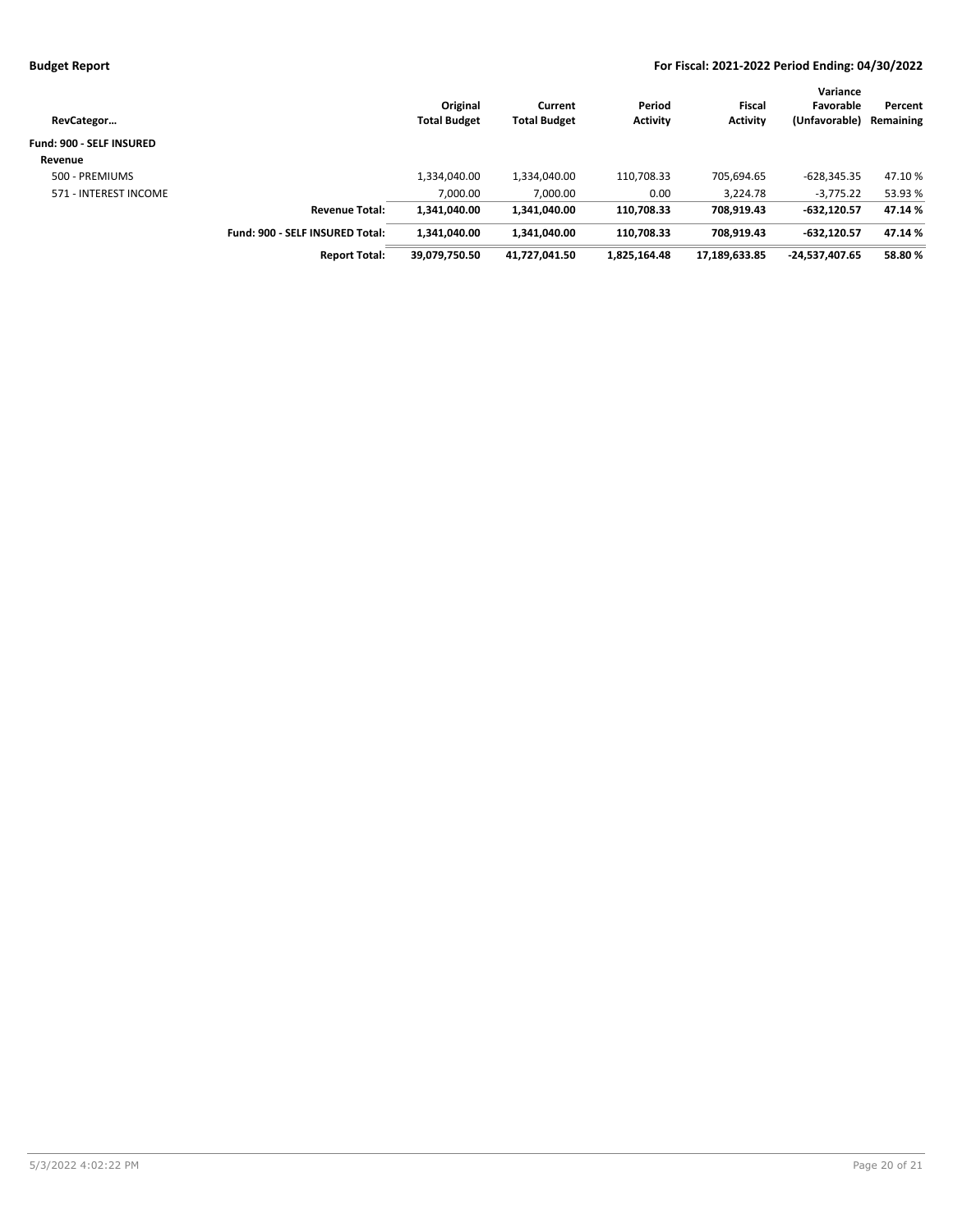| RevCategor… | | Original Total Budget | Current Total Budget | Period Activity | Fiscal Activity | Variance Favorable (Unfavorable) | Percent Remaining |
|---|---|---|---|---|---|---|---|
| **Fund: 900 - SELF INSURED** | | | | | | | |
| **Revenue** | | | | | | | |
| 500 - PREMIUMS | | 1,334,040.00 | 1,334,040.00 | 110,708.33 | 705,694.65 | -628,345.35 | 47.10 % |
| 571 - INTEREST INCOME | | 7,000.00 | 7,000.00 | 0.00 | 3,224.78 | -3,775.22 | 53.93 % |
| | **Revenue Total:** | **1,341,040.00** | **1,341,040.00** | **110,708.33** | **708,919.43** | **-632,120.57** | **47.14 %** |
| | **Fund: 900 - SELF INSURED Total:** | **1,341,040.00** | **1,341,040.00** | **110,708.33** | **708,919.43** | **-632,120.57** | **47.14 %** |
| | **Report Total:** | **39,079,750.50** | **41,727,041.50** | **1,825,164.48** | **17,189,633.85** | **-24,537,407.65** | **58.80 %** |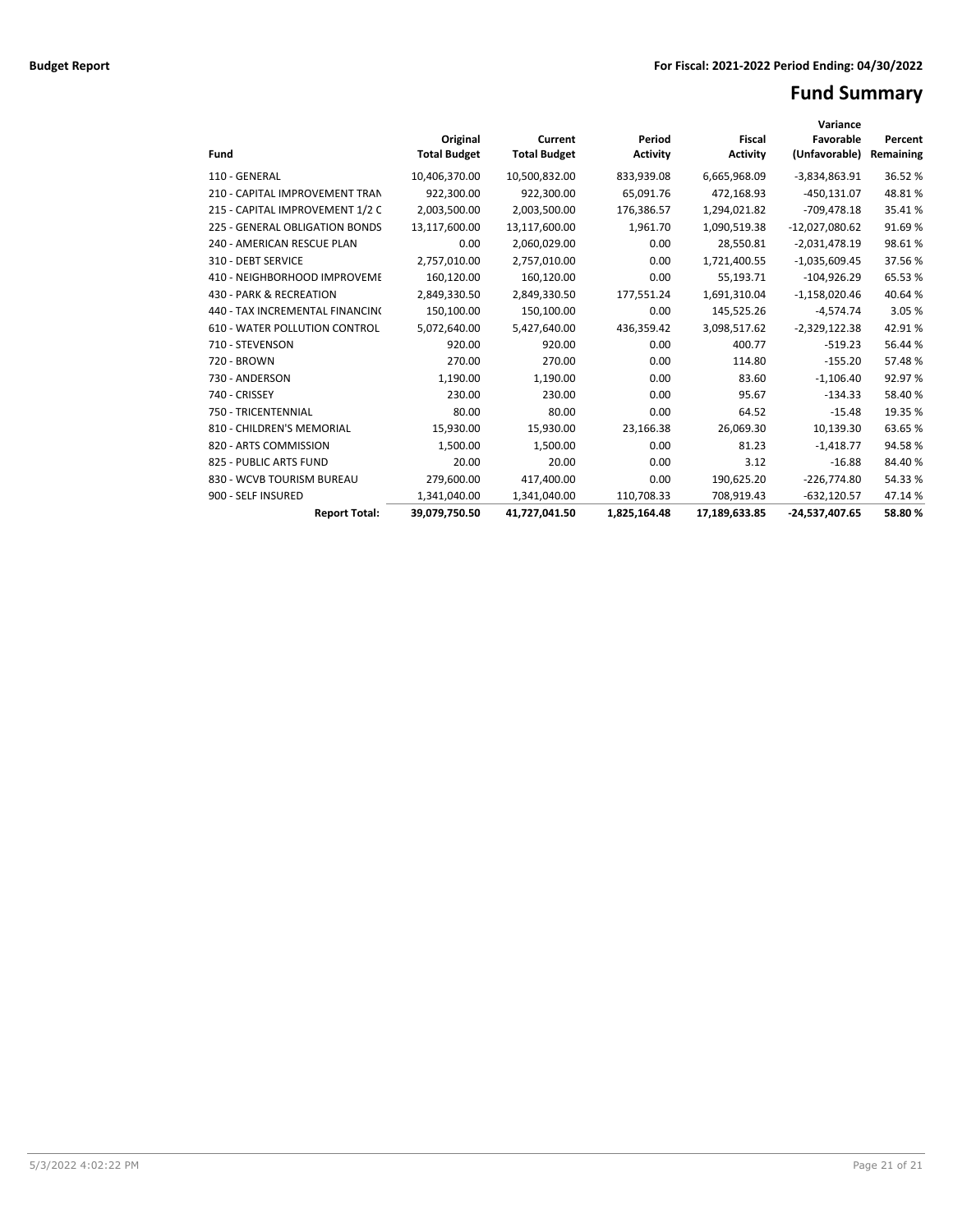**Budget Report** **For Fiscal: 2021-2022 Period Ending: 04/30/2022**

# Fund Summary

| Fund | Original Total Budget | Current Total Budget | Period Activity | Fiscal Activity | Variance Favorable (Unfavorable) | Percent Remaining |
|---|---|---|---|---|---|---|
| 110 - GENERAL | 10,406,370.00 | 10,500,832.00 | 833,939.08 | 6,665,968.09 | -3,834,863.91 | 36.52 % |
| 210 - CAPITAL IMPROVEMENT TRAN | 922,300.00 | 922,300.00 | 65,091.76 | 472,168.93 | -450,131.07 | 48.81 % |
| 215 - CAPITAL IMPROVEMENT 1/2 C | 2,003,500.00 | 2,003,500.00 | 176,386.57 | 1,294,021.82 | -709,478.18 | 35.41 % |
| 225 - GENERAL OBLIGATION BONDS | 13,117,600.00 | 13,117,600.00 | 1,961.70 | 1,090,519.38 | -12,027,080.62 | 91.69 % |
| 240 - AMERICAN RESCUE PLAN | 0.00 | 2,060,029.00 | 0.00 | 28,550.81 | -2,031,478.19 | 98.61 % |
| 310 - DEBT SERVICE | 2,757,010.00 | 2,757,010.00 | 0.00 | 1,721,400.55 | -1,035,609.45 | 37.56 % |
| 410 - NEIGHBORHOOD IMPROVEME | 160,120.00 | 160,120.00 | 0.00 | 55,193.71 | -104,926.29 | 65.53 % |
| 430 - PARK & RECREATION | 2,849,330.50 | 2,849,330.50 | 177,551.24 | 1,691,310.04 | -1,158,020.46 | 40.64 % |
| 440 - TAX INCREMENTAL FINANCIN( | 150,100.00 | 150,100.00 | 0.00 | 145,525.26 | -4,574.74 | 3.05 % |
| 610 - WATER POLLUTION CONTROL | 5,072,640.00 | 5,427,640.00 | 436,359.42 | 3,098,517.62 | -2,329,122.38 | 42.91 % |
| 710 - STEVENSON | 920.00 | 920.00 | 0.00 | 400.77 | -519.23 | 56.44 % |
| 720 - BROWN | 270.00 | 270.00 | 0.00 | 114.80 | -155.20 | 57.48 % |
| 730 - ANDERSON | 1,190.00 | 1,190.00 | 0.00 | 83.60 | -1,106.40 | 92.97 % |
| 740 - CRISSEY | 230.00 | 230.00 | 0.00 | 95.67 | -134.33 | 58.40 % |
| 750 - TRICENTENNIAL | 80.00 | 80.00 | 0.00 | 64.52 | -15.48 | 19.35 % |
| 810 - CHILDREN'S MEMORIAL | 15,930.00 | 15,930.00 | 23,166.38 | 26,069.30 | 10,139.30 | 63.65 % |
| 820 - ARTS COMMISSION | 1,500.00 | 1,500.00 | 0.00 | 81.23 | -1,418.77 | 94.58 % |
| 825 - PUBLIC ARTS FUND | 20.00 | 20.00 | 0.00 | 3.12 | -16.88 | 84.40 % |
| 830 - WCVB TOURISM BUREAU | 279,600.00 | 417,400.00 | 0.00 | 190,625.20 | -226,774.80 | 54.33 % |
| 900 - SELF INSURED | 1,341,040.00 | 1,341,040.00 | 110,708.33 | 708,919.43 | -632,120.57 | 47.14 % |
| **Report Total:** | **39,079,750.50** | **41,727,041.50** | **1,825,164.48** | **17,189,633.85** | **-24,537,407.65** | **58.80 %** |